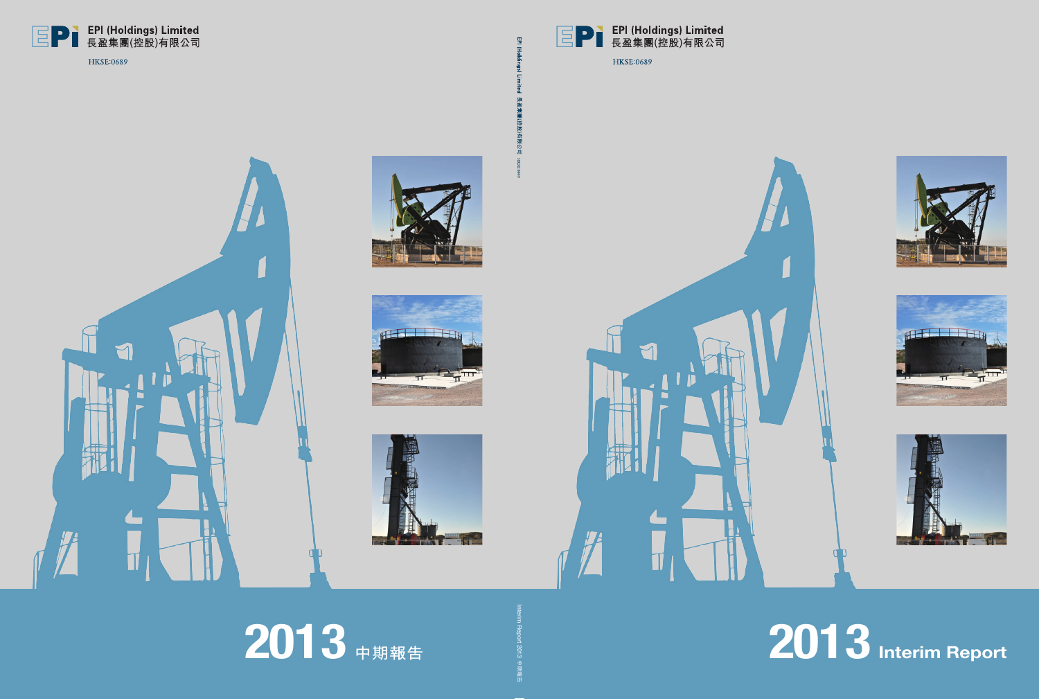EPI (Holdings) Limited
長盈集團(控股)有限公司

HKSE:0689

EPI (Holdings) Limited 長盈集團(控股)有限公司 HKSE:0689

# 2013 中期報告

Interim Report 2013 中期報告

EPI (Holdings) Limited
長盈集團(控股)有限公司

HKSE:0689

# 2013 Interim Report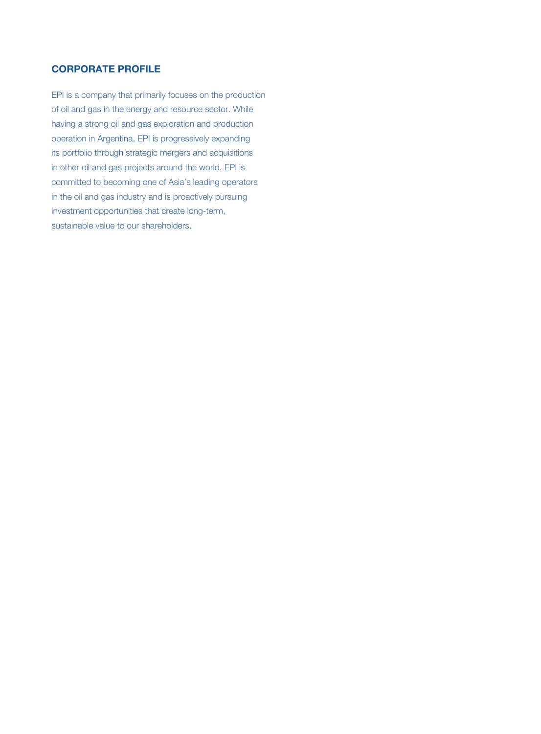## CORPORATE PROFILE

EPI is a company that primarily focuses on the production of oil and gas in the energy and resource sector. While having a strong oil and gas exploration and production operation in Argentina, EPI is progressively expanding its portfolio through strategic mergers and acquisitions in other oil and gas projects around the world. EPI is committed to becoming one of Asia's leading operators in the oil and gas industry and is proactively pursuing investment opportunities that create long-term, sustainable value to our shareholders.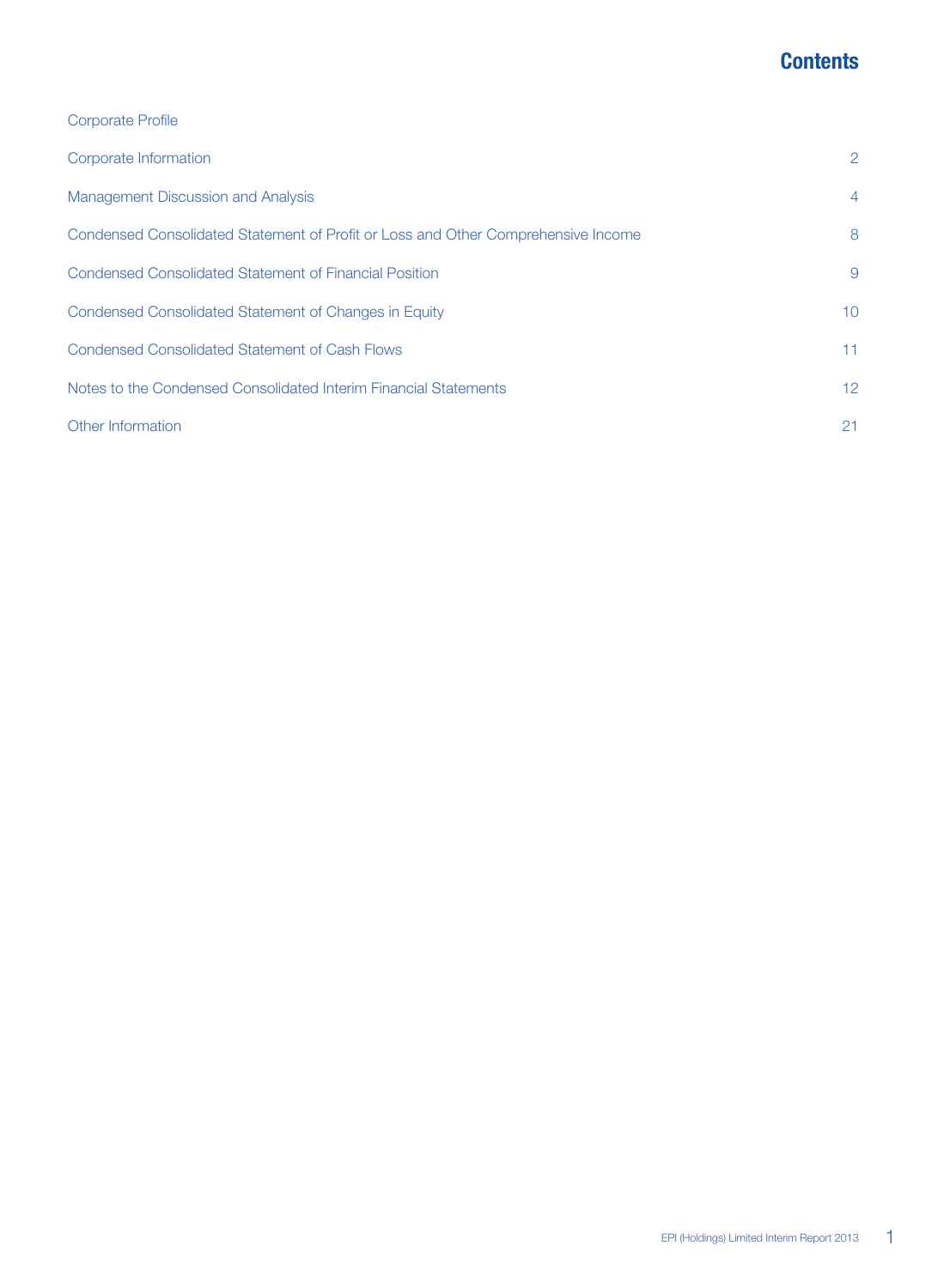# Contents

| | |
|---|---|
| Corporate Profile | |
| Corporate Information | 2 |
| Management Discussion and Analysis | 4 |
| Condensed Consolidated Statement of Profit or Loss and Other Comprehensive Income | 8 |
| Condensed Consolidated Statement of Financial Position | 9 |
| Condensed Consolidated Statement of Changes in Equity | 10 |
| Condensed Consolidated Statement of Cash Flows | 11 |
| Notes to the Condensed Consolidated Interim Financial Statements | 12 |
| Other Information | 21 |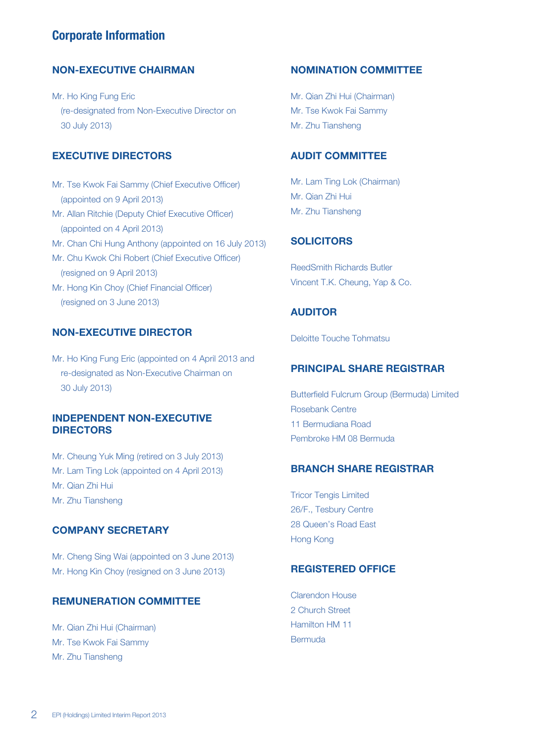# Corporate Information

## NON-EXECUTIVE CHAIRMAN

Mr. Ho King Fung Eric
(re-designated from Non-Executive Director on 30 July 2013)

## EXECUTIVE DIRECTORS

Mr. Tse Kwok Fai Sammy (Chief Executive Officer)
(appointed on 9 April 2013)
Mr. Allan Ritchie (Deputy Chief Executive Officer)
(appointed on 4 April 2013)
Mr. Chan Chi Hung Anthony (appointed on 16 July 2013)
Mr. Chu Kwok Chi Robert (Chief Executive Officer)
(resigned on 9 April 2013)
Mr. Hong Kin Choy (Chief Financial Officer)
(resigned on 3 June 2013)

## NON-EXECUTIVE DIRECTOR

Mr. Ho King Fung Eric (appointed on 4 April 2013 and re-designated as Non-Executive Chairman on 30 July 2013)

## INDEPENDENT NON-EXECUTIVE DIRECTORS

Mr. Cheung Yuk Ming (retired on 3 July 2013)
Mr. Lam Ting Lok (appointed on 4 April 2013)
Mr. Qian Zhi Hui
Mr. Zhu Tiansheng

## COMPANY SECRETARY

Mr. Cheng Sing Wai (appointed on 3 June 2013)
Mr. Hong Kin Choy (resigned on 3 June 2013)

## REMUNERATION COMMITTEE

Mr. Qian Zhi Hui (Chairman)
Mr. Tse Kwok Fai Sammy
Mr. Zhu Tiansheng

## NOMINATION COMMITTEE

Mr. Qian Zhi Hui (Chairman)
Mr. Tse Kwok Fai Sammy
Mr. Zhu Tiansheng

## AUDIT COMMITTEE

Mr. Lam Ting Lok (Chairman)
Mr. Qian Zhi Hui
Mr. Zhu Tiansheng

## SOLICITORS

ReedSmith Richards Butler
Vincent T.K. Cheung, Yap & Co.

## AUDITOR

Deloitte Touche Tohmatsu

## PRINCIPAL SHARE REGISTRAR

Butterfield Fulcrum Group (Bermuda) Limited
Rosebank Centre
11 Bermudiana Road
Pembroke HM 08 Bermuda

## BRANCH SHARE REGISTRAR

Tricor Tengis Limited
26/F., Tesbury Centre
28 Queen's Road East
Hong Kong

## REGISTERED OFFICE

Clarendon House
2 Church Street
Hamilton HM 11
Bermuda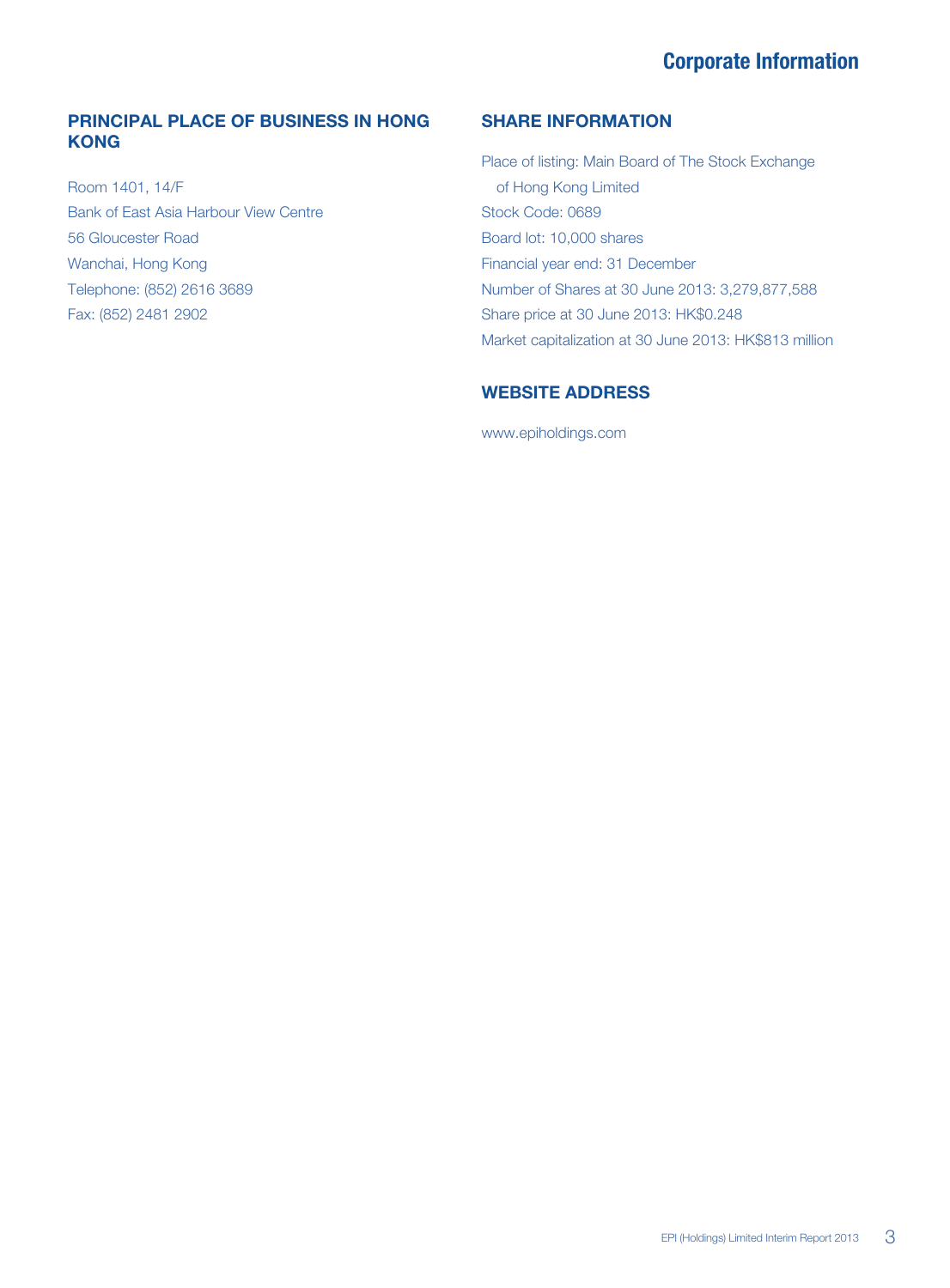# Corporate Information

## PRINCIPAL PLACE OF BUSINESS IN HONG KONG

Room 1401, 14/F
Bank of East Asia Harbour View Centre
56 Gloucester Road
Wanchai, Hong Kong
Telephone: (852) 2616 3689
Fax: (852) 2481 2902

## SHARE INFORMATION

Place of listing: Main Board of The Stock Exchange of Hong Kong Limited
Stock Code: 0689
Board lot: 10,000 shares
Financial year end: 31 December
Number of Shares at 30 June 2013: 3,279,877,588
Share price at 30 June 2013: HK$0.248
Market capitalization at 30 June 2013: HK$813 million

## WEBSITE ADDRESS

www.epiholdings.com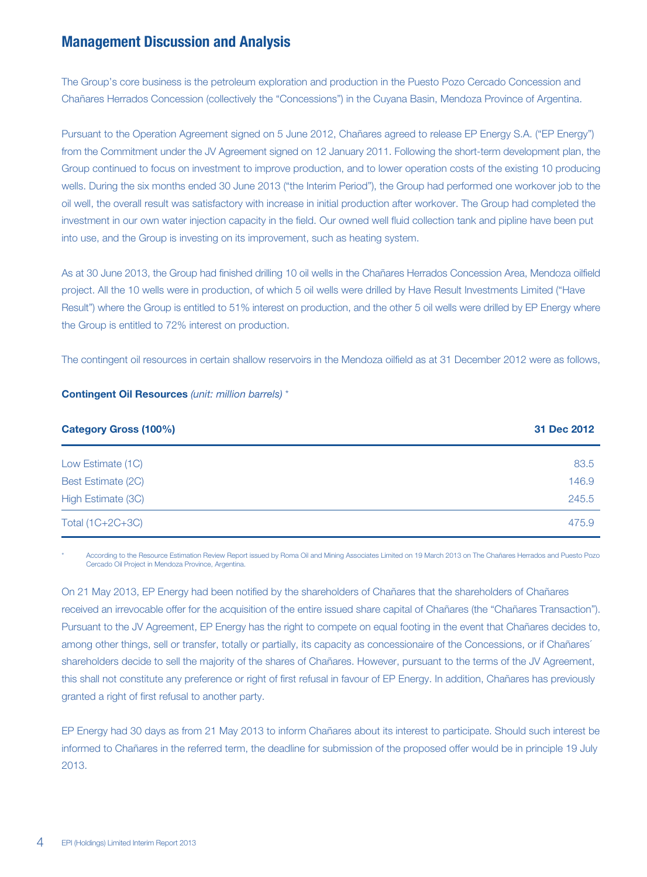## Management Discussion and Analysis

The Group's core business is the petroleum exploration and production in the Puesto Pozo Cercado Concession and Chañares Herrados Concession (collectively the "Concessions") in the Cuyana Basin, Mendoza Province of Argentina.

Pursuant to the Operation Agreement signed on 5 June 2012, Chañares agreed to release EP Energy S.A. ("EP Energy") from the Commitment under the JV Agreement signed on 12 January 2011. Following the short-term development plan, the Group continued to focus on investment to improve production, and to lower operation costs of the existing 10 producing wells. During the six months ended 30 June 2013 ("the Interim Period"), the Group had performed one workover job to the oil well, the overall result was satisfactory with increase in initial production after workover. The Group had completed the investment in our own water injection capacity in the field. Our owned well fluid collection tank and pipline have been put into use, and the Group is investing on its improvement, such as heating system.

As at 30 June 2013, the Group had finished drilling 10 oil wells in the Chañares Herrados Concession Area, Mendoza oilfield project. All the 10 wells were in production, of which 5 oil wells were drilled by Have Result Investments Limited ("Have Result") where the Group is entitled to 51% interest on production, and the other 5 oil wells were drilled by EP Energy where the Group is entitled to 72% interest on production.

The contingent oil resources in certain shallow reservoirs in the Mendoza oilfield as at 31 December 2012 were as follows,

**Contingent Oil Resources** *(unit: million barrels)* *

| Category Gross (100%) | 31 Dec 2012 |
|---|---|
| Low Estimate (1C) | 83.5 |
| Best Estimate (2C) | 146.9 |
| High Estimate (3C) | 245.5 |
| Total (1C+2C+3C) | 475.9 |

\* According to the Resource Estimation Review Report issued by Roma Oil and Mining Associates Limited on 19 March 2013 on The Chañares Herrados and Puesto Pozo Cercado Oil Project in Mendoza Province, Argentina.

On 21 May 2013, EP Energy had been notified by the shareholders of Chañares that the shareholders of Chañares received an irrevocable offer for the acquisition of the entire issued share capital of Chañares (the "Chañares Transaction"). Pursuant to the JV Agreement, EP Energy has the right to compete on equal footing in the event that Chañares decides to, among other things, sell or transfer, totally or partially, its capacity as concessionaire of the Concessions, or if Chañares´ shareholders decide to sell the majority of the shares of Chañares. However, pursuant to the terms of the JV Agreement, this shall not constitute any preference or right of first refusal in favour of EP Energy. In addition, Chañares has previously granted a right of first refusal to another party.

EP Energy had 30 days as from 21 May 2013 to inform Chañares about its interest to participate. Should such interest be informed to Chañares in the referred term, the deadline for submission of the proposed offer would be in principle 19 July 2013.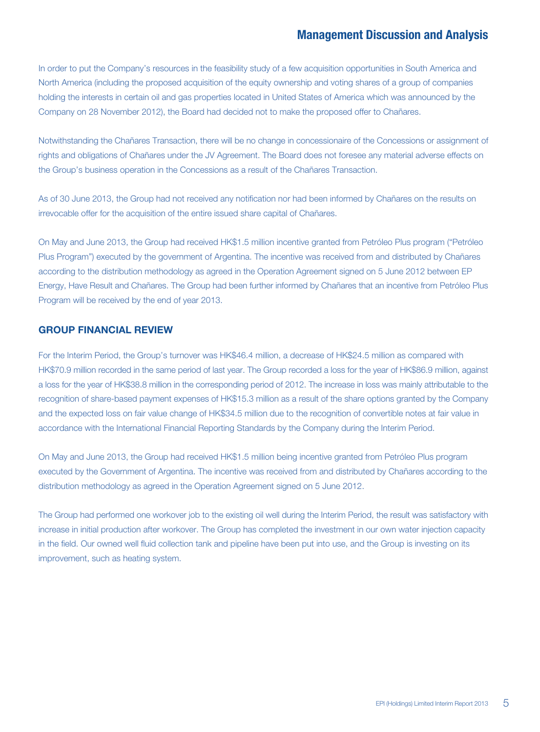In order to put the Company's resources in the feasibility study of a few acquisition opportunities in South America and North America (including the proposed acquisition of the equity ownership and voting shares of a group of companies holding the interests in certain oil and gas properties located in United States of America which was announced by the Company on 28 November 2012), the Board had decided not to make the proposed offer to Chañares.

Notwithstanding the Chañares Transaction, there will be no change in concessionaire of the Concessions or assignment of rights and obligations of Chañares under the JV Agreement. The Board does not foresee any material adverse effects on the Group's business operation in the Concessions as a result of the Chañares Transaction.

As of 30 June 2013, the Group had not received any notification nor had been informed by Chañares on the results on irrevocable offer for the acquisition of the entire issued share capital of Chañares.

On May and June 2013, the Group had received HK$1.5 million incentive granted from Petróleo Plus program ("Petróleo Plus Program") executed by the government of Argentina. The incentive was received from and distributed by Chañares according to the distribution methodology as agreed in the Operation Agreement signed on 5 June 2012 between EP Energy, Have Result and Chañares. The Group had been further informed by Chañares that an incentive from Petróleo Plus Program will be received by the end of year 2013.

## GROUP FINANCIAL REVIEW

For the Interim Period, the Group's turnover was HK$46.4 million, a decrease of HK$24.5 million as compared with HK$70.9 million recorded in the same period of last year. The Group recorded a loss for the year of HK$86.9 million, against a loss for the year of HK$38.8 million in the corresponding period of 2012. The increase in loss was mainly attributable to the recognition of share-based payment expenses of HK$15.3 million as a result of the share options granted by the Company and the expected loss on fair value change of HK$34.5 million due to the recognition of convertible notes at fair value in accordance with the International Financial Reporting Standards by the Company during the Interim Period.

On May and June 2013, the Group had received HK$1.5 million being incentive granted from Petróleo Plus program executed by the Government of Argentina. The incentive was received from and distributed by Chañares according to the distribution methodology as agreed in the Operation Agreement signed on 5 June 2012.

The Group had performed one workover job to the existing oil well during the Interim Period, the result was satisfactory with increase in initial production after workover. The Group has completed the investment in our own water injection capacity in the field. Our owned well fluid collection tank and pipeline have been put into use, and the Group is investing on its improvement, such as heating system.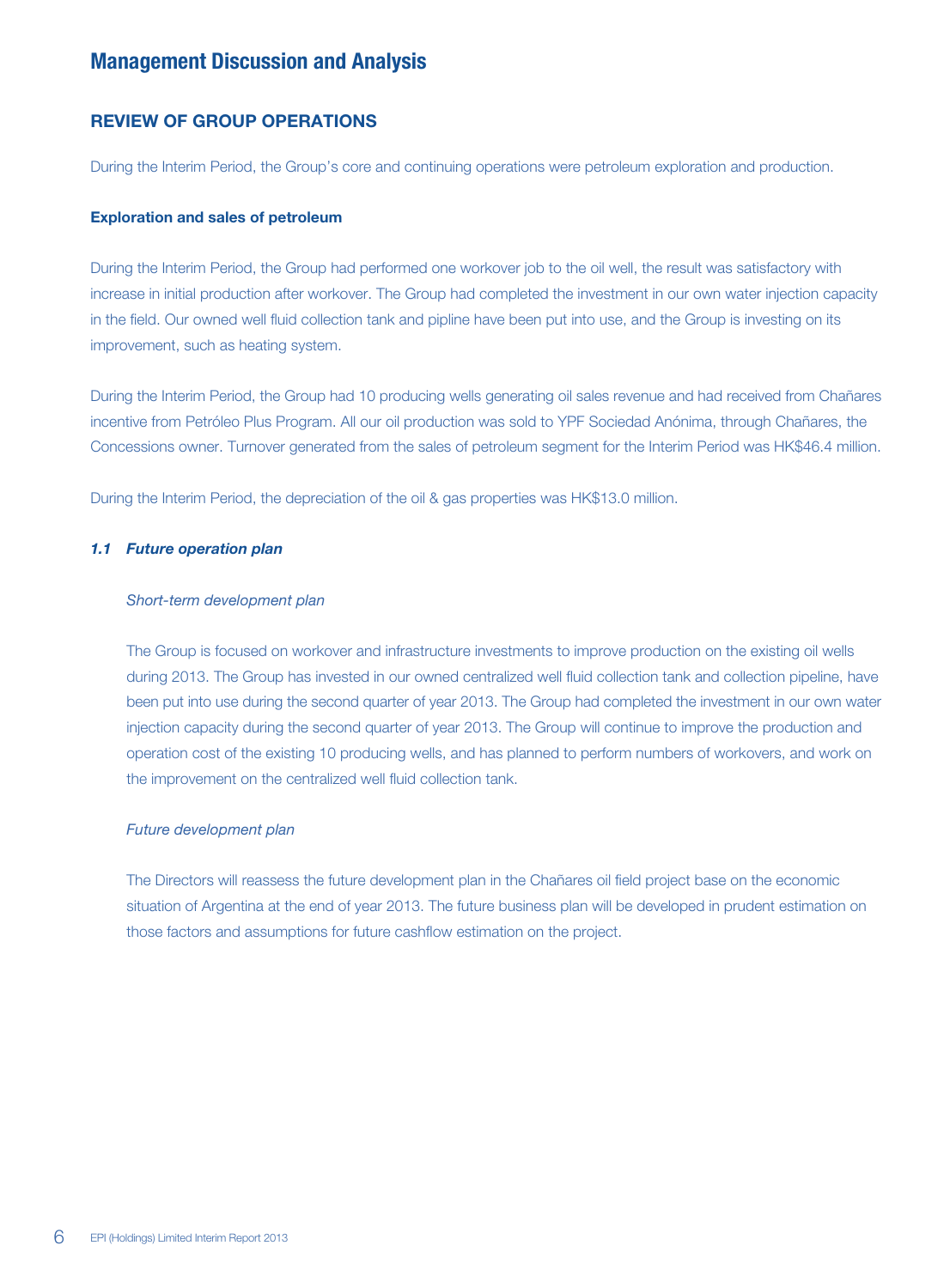# Management Discussion and Analysis

## REVIEW OF GROUP OPERATIONS

During the Interim Period, the Group's core and continuing operations were petroleum exploration and production.

### Exploration and sales of petroleum

During the Interim Period, the Group had performed one workover job to the oil well, the result was satisfactory with increase in initial production after workover. The Group had completed the investment in our own water injection capacity in the field. Our owned well fluid collection tank and pipline have been put into use, and the Group is investing on its improvement, such as heating system.

During the Interim Period, the Group had 10 producing wells generating oil sales revenue and had received from Chañares incentive from Petróleo Plus Program. All our oil production was sold to YPF Sociedad Anónima, through Chañares, the Concessions owner. Turnover generated from the sales of petroleum segment for the Interim Period was HK$46.4 million.

During the Interim Period, the depreciation of the oil & gas properties was HK$13.0 million.

### *1.1 Future operation plan*

*Short-term development plan*

The Group is focused on workover and infrastructure investments to improve production on the existing oil wells during 2013. The Group has invested in our owned centralized well fluid collection tank and collection pipeline, have been put into use during the second quarter of year 2013. The Group had completed the investment in our own water injection capacity during the second quarter of year 2013. The Group will continue to improve the production and operation cost of the existing 10 producing wells, and has planned to perform numbers of workovers, and work on the improvement on the centralized well fluid collection tank.

*Future development plan*

The Directors will reassess the future development plan in the Chañares oil field project base on the economic situation of Argentina at the end of year 2013. The future business plan will be developed in prudent estimation on those factors and assumptions for future cashflow estimation on the project.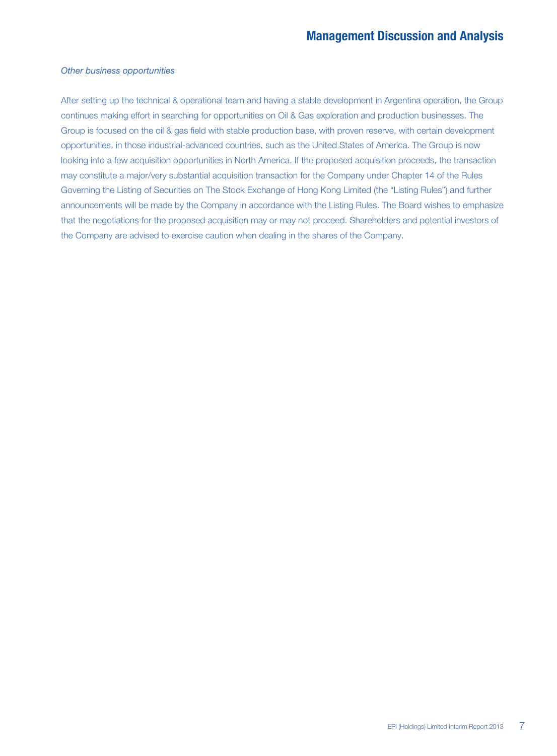*Other business opportunities*

After setting up the technical & operational team and having a stable development in Argentina operation, the Group continues making effort in searching for opportunities on Oil & Gas exploration and production businesses. The Group is focused on the oil & gas field with stable production base, with proven reserve, with certain development opportunities, in those industrial-advanced countries, such as the United States of America. The Group is now looking into a few acquisition opportunities in North America. If the proposed acquisition proceeds, the transaction may constitute a major/very substantial acquisition transaction for the Company under Chapter 14 of the Rules Governing the Listing of Securities on The Stock Exchange of Hong Kong Limited (the "Listing Rules") and further announcements will be made by the Company in accordance with the Listing Rules. The Board wishes to emphasize that the negotiations for the proposed acquisition may or may not proceed. Shareholders and potential investors of the Company are advised to exercise caution when dealing in the shares of the Company.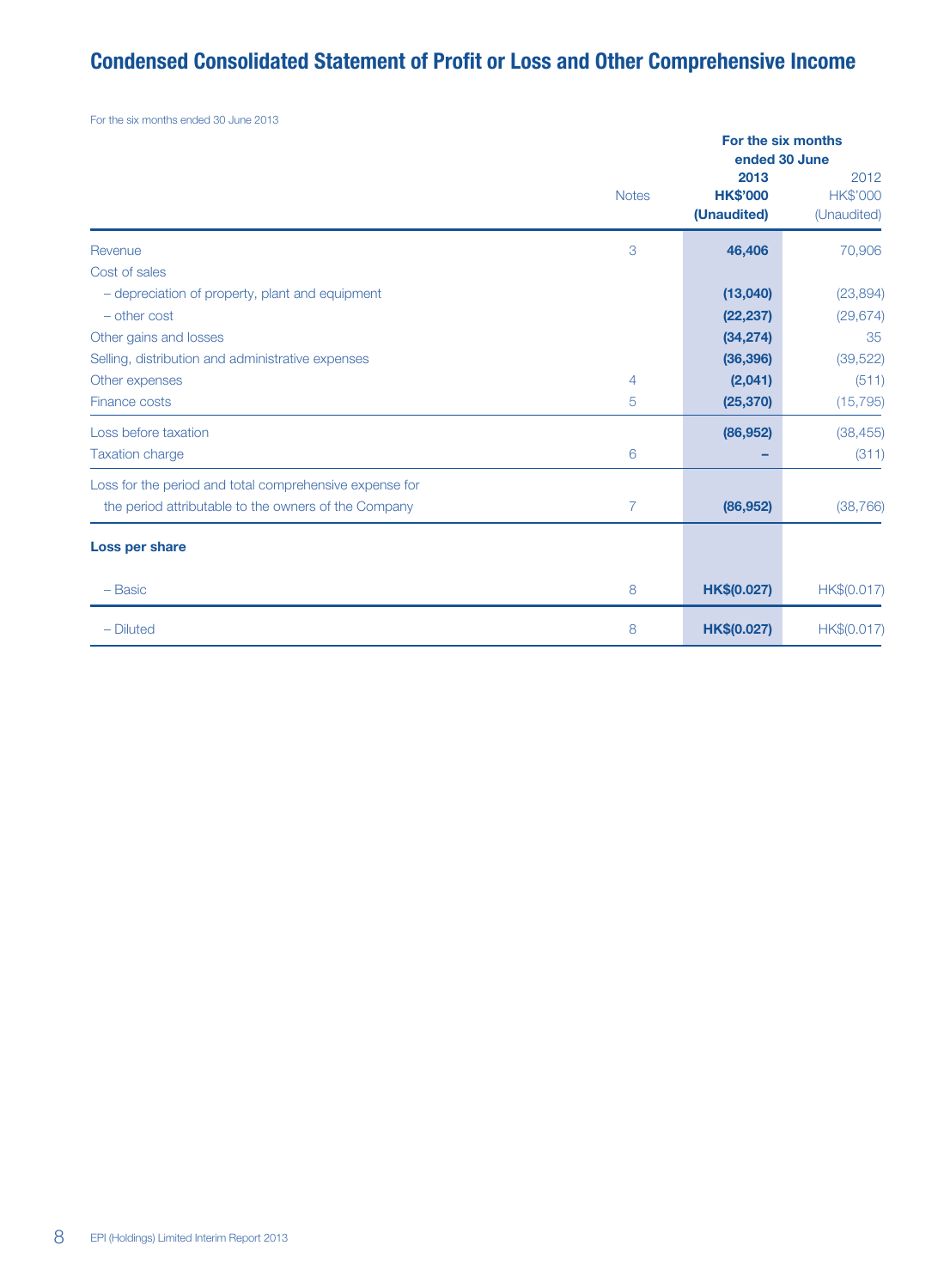# Condensed Consolidated Statement of Profit or Loss and Other Comprehensive Income

For the six months ended 30 June 2013

| | Notes | For the six months ended 30 June | |
|---|---|---|---|
| | | **2013** | 2012 |
| | | **HK$'000** | HK$'000 |
| | | **(Unaudited)** | (Unaudited) |
| Revenue | 3 | **46,406** | 70,906 |
| Cost of sales | | | |
| – depreciation of property, plant and equipment | | **(13,040)** | (23,894) |
| – other cost | | **(22,237)** | (29,674) |
| Other gains and losses | | **(34,274)** | 35 |
| Selling, distribution and administrative expenses | | **(36,396)** | (39,522) |
| Other expenses | 4 | **(2,041)** | (511) |
| Finance costs | 5 | **(25,370)** | (15,795) |
| Loss before taxation | | **(86,952)** | (38,455) |
| Taxation charge | 6 | **–** | (311) |
| Loss for the period and total comprehensive expense for the period attributable to the owners of the Company | 7 | **(86,952)** | (38,766) |
| **Loss per share** | | | |
| – Basic | 8 | **HK$(0.027)** | HK$(0.017) |
| – Diluted | 8 | **HK$(0.027)** | HK$(0.017) |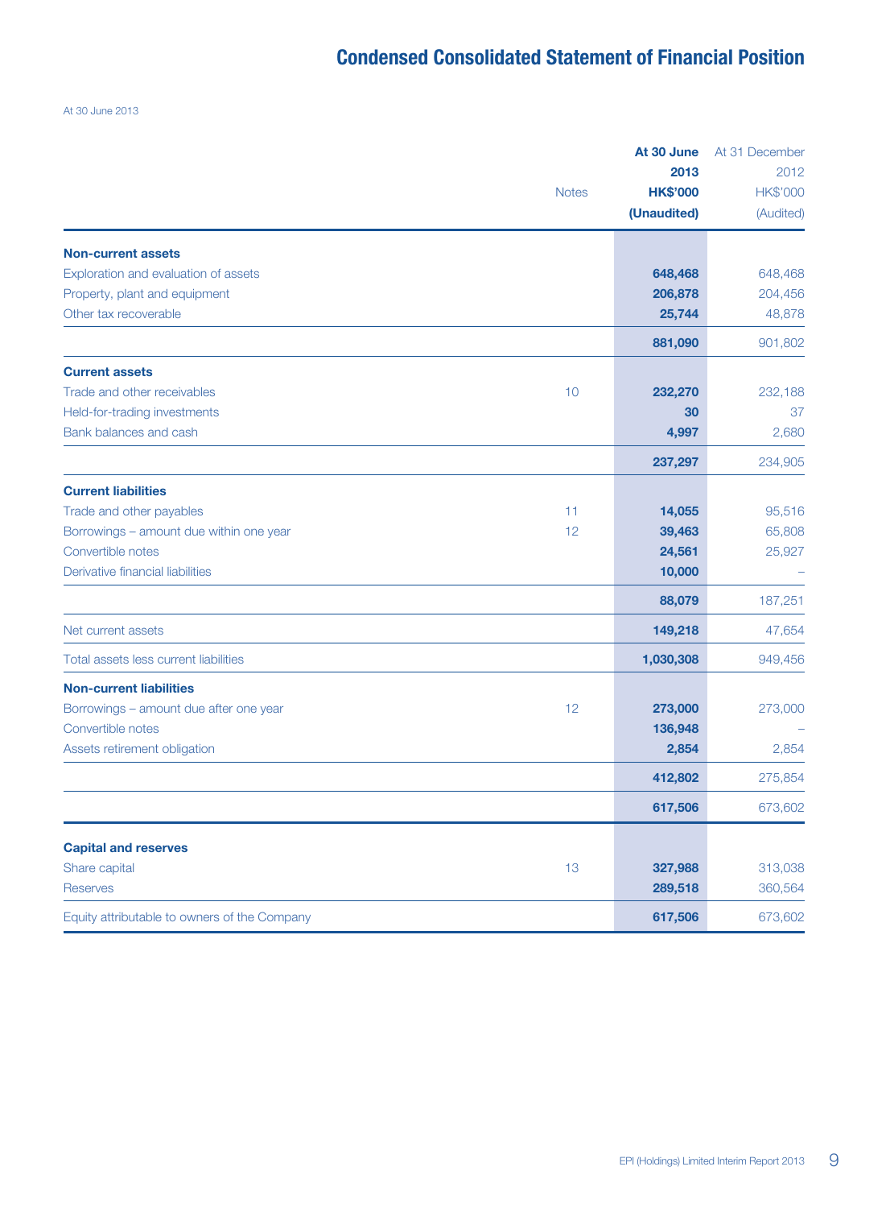# Condensed Consolidated Statement of Financial Position

At 30 June 2013

| | Notes | At 30 June 2013 HK$'000 (Unaudited) | At 31 December 2012 HK$'000 (Audited) |
|---|---|---|---|
| **Non-current assets** | | | |
| Exploration and evaluation of assets | | **648,468** | 648,468 |
| Property, plant and equipment | | **206,878** | 204,456 |
| Other tax recoverable | | **25,744** | 48,878 |
| | | **881,090** | 901,802 |
| **Current assets** | | | |
| Trade and other receivables | 10 | **232,270** | 232,188 |
| Held-for-trading investments | | **30** | 37 |
| Bank balances and cash | | **4,997** | 2,680 |
| | | **237,297** | 234,905 |
| **Current liabilities** | | | |
| Trade and other payables | 11 | **14,055** | 95,516 |
| Borrowings – amount due within one year | 12 | **39,463** | 65,808 |
| Convertible notes | | **24,561** | 25,927 |
| Derivative financial liabilities | | **10,000** | – |
| | | **88,079** | 187,251 |
| Net current assets | | **149,218** | 47,654 |
| Total assets less current liabilities | | **1,030,308** | 949,456 |
| **Non-current liabilities** | | | |
| Borrowings – amount due after one year | 12 | **273,000** | 273,000 |
| Convertible notes | | **136,948** | – |
| Assets retirement obligation | | **2,854** | 2,854 |
| | | **412,802** | 275,854 |
| | | **617,506** | 673,602 |
| **Capital and reserves** | | | |
| Share capital | 13 | **327,988** | 313,038 |
| Reserves | | **289,518** | 360,564 |
| Equity attributable to owners of the Company | | **617,506** | 673,602 |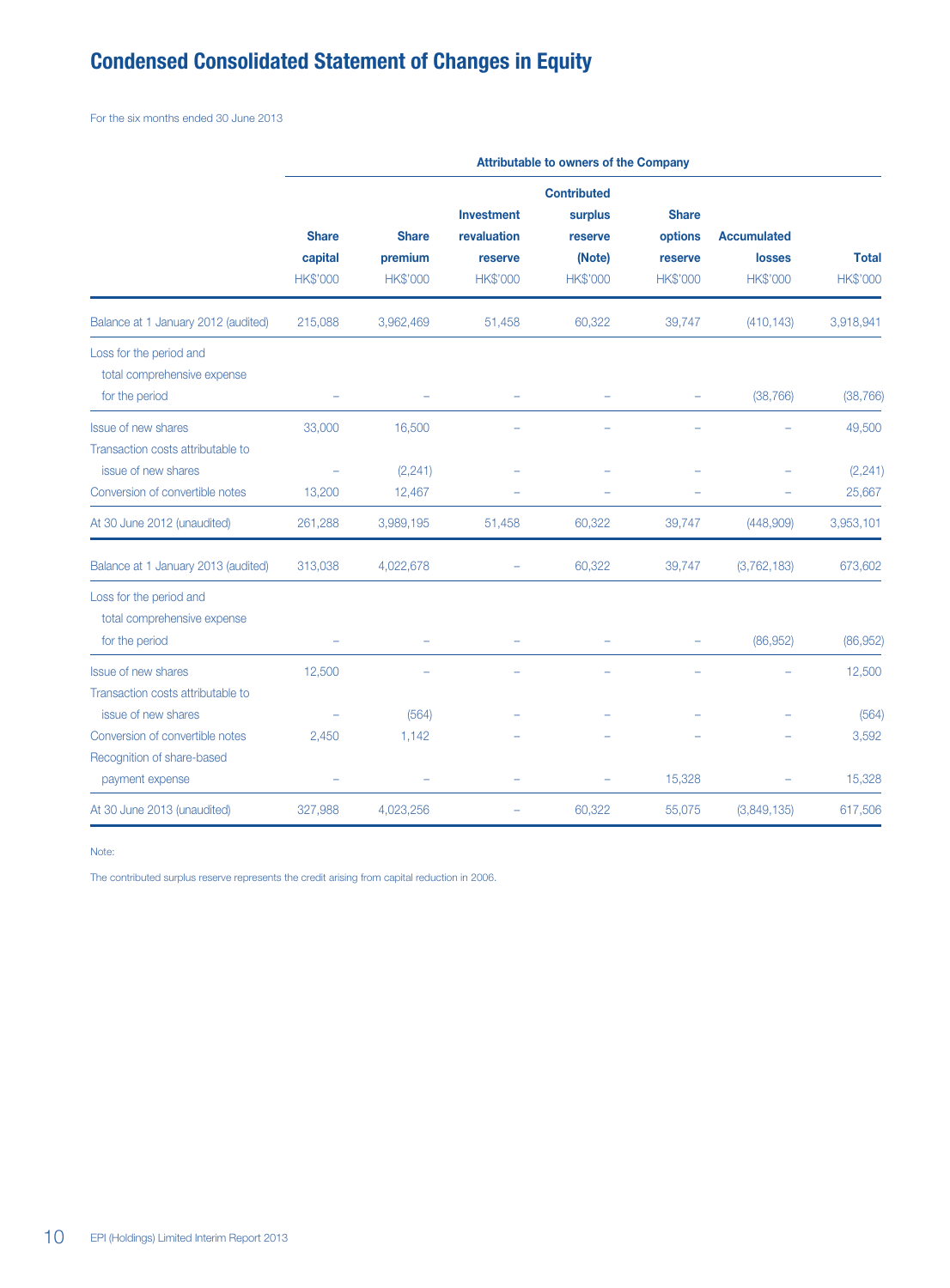# Condensed Consolidated Statement of Changes in Equity

For the six months ended 30 June 2013

| | Attributable to owners of the Company | | | | | | |
|---|---|---|---|---|---|---|---|
| | Share capital HK$'000 | Share premium HK$'000 | Investment revaluation reserve HK$'000 | Contributed surplus reserve (Note) HK$'000 | Share options reserve HK$'000 | Accumulated losses HK$'000 | Total HK$'000 |
| Balance at 1 January 2012 (audited) | 215,088 | 3,962,469 | 51,458 | 60,322 | 39,747 | (410,143) | 3,918,941 |
| Loss for the period and total comprehensive expense for the period | – | – | – | – | – | (38,766) | (38,766) |
| Issue of new shares | 33,000 | 16,500 | – | – | – | – | 49,500 |
| Transaction costs attributable to issue of new shares | – | (2,241) | – | – | – | – | (2,241) |
| Conversion of convertible notes | 13,200 | 12,467 | – | – | – | – | 25,667 |
| At 30 June 2012 (unaudited) | 261,288 | 3,989,195 | 51,458 | 60,322 | 39,747 | (448,909) | 3,953,101 |
| Balance at 1 January 2013 (audited) | 313,038 | 4,022,678 | – | 60,322 | 39,747 | (3,762,183) | 673,602 |
| Loss for the period and total comprehensive expense for the period | – | – | – | – | – | (86,952) | (86,952) |
| Issue of new shares | 12,500 | – | – | – | – | – | 12,500 |
| Transaction costs attributable to issue of new shares | – | (564) | – | – | – | – | (564) |
| Conversion of convertible notes | 2,450 | 1,142 | – | – | – | – | 3,592 |
| Recognition of share-based payment expense | – | – | – | – | 15,328 | – | 15,328 |
| At 30 June 2013 (unaudited) | 327,988 | 4,023,256 | – | 60,322 | 55,075 | (3,849,135) | 617,506 |

Note:

The contributed surplus reserve represents the credit arising from capital reduction in 2006.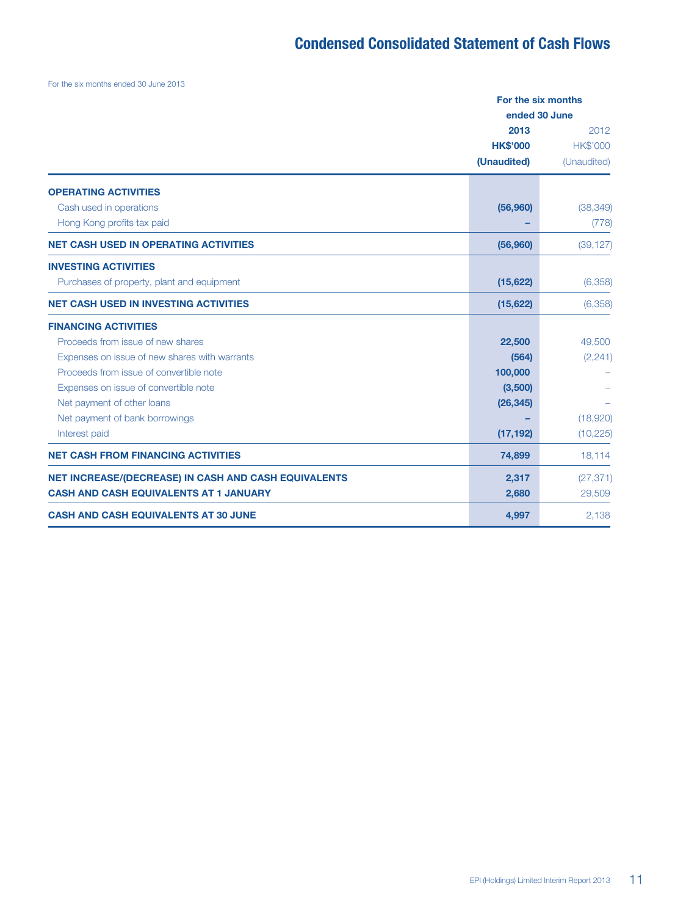# Condensed Consolidated Statement of Cash Flows

For the six months ended 30 June 2013

| | For the six months ended 30 June | |
|---|---|---|
| | **2013** | 2012 |
| | **HK$'000** | HK$'000 |
| | **(Unaudited)** | (Unaudited) |
| **OPERATING ACTIVITIES** | | |
| Cash used in operations | **(56,960)** | (38,349) |
| Hong Kong profits tax paid | **–** | (778) |
| **NET CASH USED IN OPERATING ACTIVITIES** | **(56,960)** | (39,127) |
| **INVESTING ACTIVITIES** | | |
| Purchases of property, plant and equipment | **(15,622)** | (6,358) |
| **NET CASH USED IN INVESTING ACTIVITIES** | **(15,622)** | (6,358) |
| **FINANCING ACTIVITIES** | | |
| Proceeds from issue of new shares | **22,500** | 49,500 |
| Expenses on issue of new shares with warrants | **(564)** | (2,241) |
| Proceeds from issue of convertible note | **100,000** | – |
| Expenses on issue of convertible note | **(3,500)** | – |
| Net payment of other loans | **(26,345)** | – |
| Net payment of bank borrowings | **–** | (18,920) |
| Interest paid | **(17,192)** | (10,225) |
| **NET CASH FROM FINANCING ACTIVITIES** | **74,899** | 18,114 |
| **NET INCREASE/(DECREASE) IN CASH AND CASH EQUIVALENTS** | **2,317** | (27,371) |
| **CASH AND CASH EQUIVALENTS AT 1 JANUARY** | **2,680** | 29,509 |
| **CASH AND CASH EQUIVALENTS AT 30 JUNE** | **4,997** | 2,138 |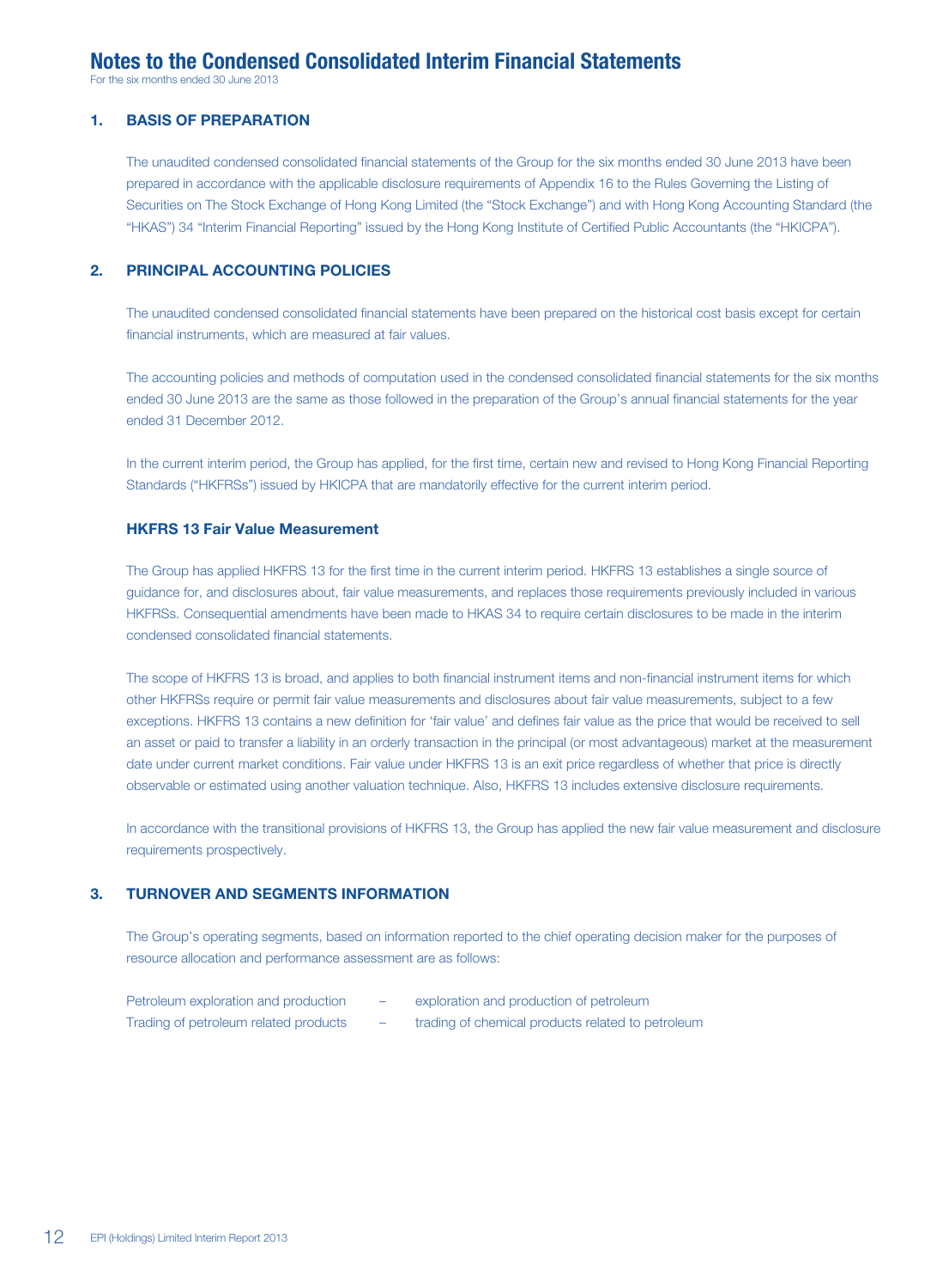# Notes to the Condensed Consolidated Interim Financial Statements

For the six months ended 30 June 2013

## 1. BASIS OF PREPARATION

The unaudited condensed consolidated financial statements of the Group for the six months ended 30 June 2013 have been prepared in accordance with the applicable disclosure requirements of Appendix 16 to the Rules Governing the Listing of Securities on The Stock Exchange of Hong Kong Limited (the "Stock Exchange") and with Hong Kong Accounting Standard (the "HKAS") 34 "Interim Financial Reporting" issued by the Hong Kong Institute of Certified Public Accountants (the "HKICPA").

## 2. PRINCIPAL ACCOUNTING POLICIES

The unaudited condensed consolidated financial statements have been prepared on the historical cost basis except for certain financial instruments, which are measured at fair values.

The accounting policies and methods of computation used in the condensed consolidated financial statements for the six months ended 30 June 2013 are the same as those followed in the preparation of the Group's annual financial statements for the year ended 31 December 2012.

In the current interim period, the Group has applied, for the first time, certain new and revised to Hong Kong Financial Reporting Standards ("HKFRSs") issued by HKICPA that are mandatorily effective for the current interim period.

### HKFRS 13 Fair Value Measurement

The Group has applied HKFRS 13 for the first time in the current interim period. HKFRS 13 establishes a single source of guidance for, and disclosures about, fair value measurements, and replaces those requirements previously included in various HKFRSs. Consequential amendments have been made to HKAS 34 to require certain disclosures to be made in the interim condensed consolidated financial statements.

The scope of HKFRS 13 is broad, and applies to both financial instrument items and non-financial instrument items for which other HKFRSs require or permit fair value measurements and disclosures about fair value measurements, subject to a few exceptions. HKFRS 13 contains a new definition for 'fair value' and defines fair value as the price that would be received to sell an asset or paid to transfer a liability in an orderly transaction in the principal (or most advantageous) market at the measurement date under current market conditions. Fair value under HKFRS 13 is an exit price regardless of whether that price is directly observable or estimated using another valuation technique. Also, HKFRS 13 includes extensive disclosure requirements.

In accordance with the transitional provisions of HKFRS 13, the Group has applied the new fair value measurement and disclosure requirements prospectively.

## 3. TURNOVER AND SEGMENTS INFORMATION

The Group's operating segments, based on information reported to the chief operating decision maker for the purposes of resource allocation and performance assessment are as follows:

Petroleum exploration and production – exploration and production of petroleum

Trading of petroleum related products – trading of chemical products related to petroleum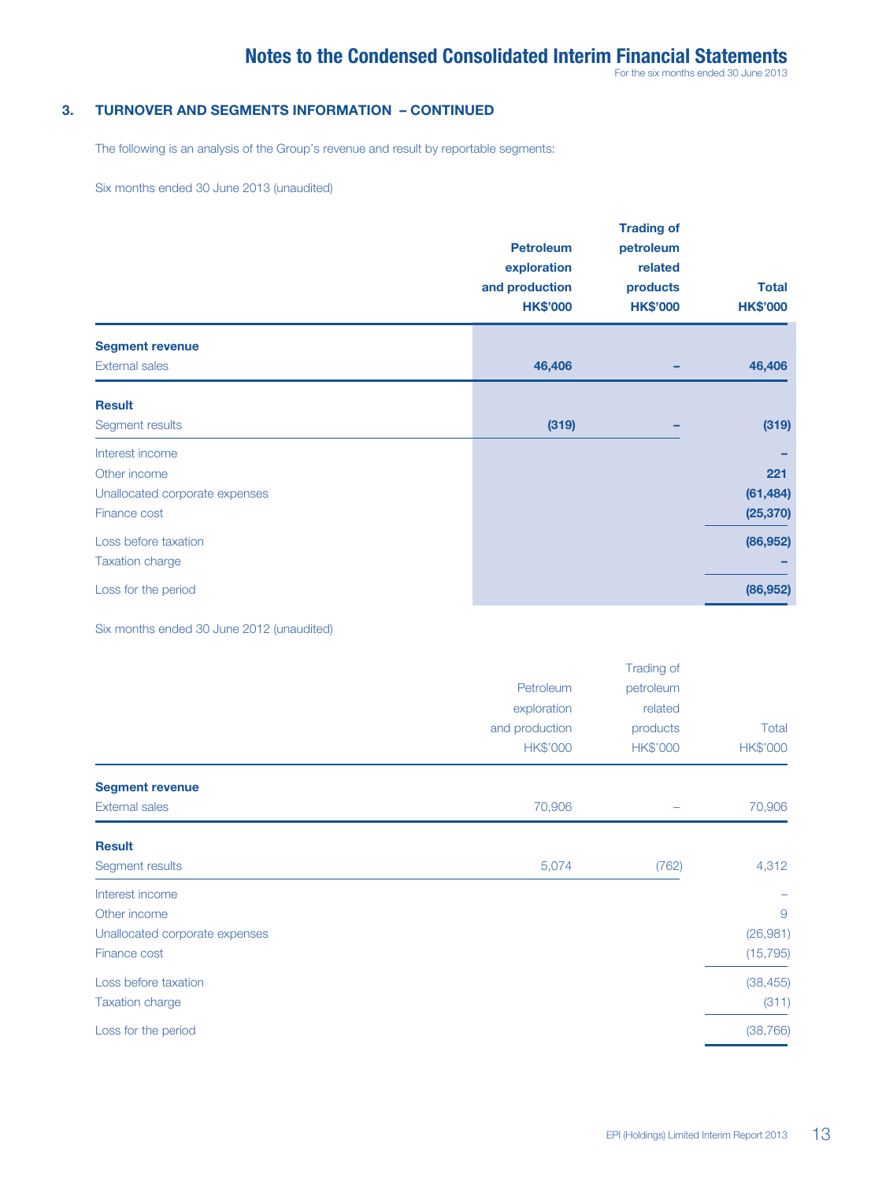### 3. TURNOVER AND SEGMENTS INFORMATION – CONTINUED

The following is an analysis of the Group's revenue and result by reportable segments:

Six months ended 30 June 2013 (unaudited)

| | Petroleum exploration and production HK$'000 | Trading of petroleum related products HK$'000 | Total HK$'000 |
|---|---|---|---|
| **Segment revenue** | | | |
| External sales | **46,406** | **–** | **46,406** |
| **Result** | | | |
| Segment results | **(319)** | **–** | **(319)** |
| Interest income | | | **–** |
| Other income | | | **221** |
| Unallocated corporate expenses | | | **(61,484)** |
| Finance cost | | | **(25,370)** |
| Loss before taxation | | | **(86,952)** |
| Taxation charge | | | **–** |
| Loss for the period | | | **(86,952)** |

Six months ended 30 June 2012 (unaudited)

| | Petroleum exploration and production HK$'000 | Trading of petroleum related products HK$'000 | Total HK$'000 |
|---|---|---|---|
| **Segment revenue** | | | |
| External sales | 70,906 | – | 70,906 |
| **Result** | | | |
| Segment results | 5,074 | (762) | 4,312 |
| Interest income | | | – |
| Other income | | | 9 |
| Unallocated corporate expenses | | | (26,981) |
| Finance cost | | | (15,795) |
| Loss before taxation | | | (38,455) |
| Taxation charge | | | (311) |
| Loss for the period | | | (38,766) |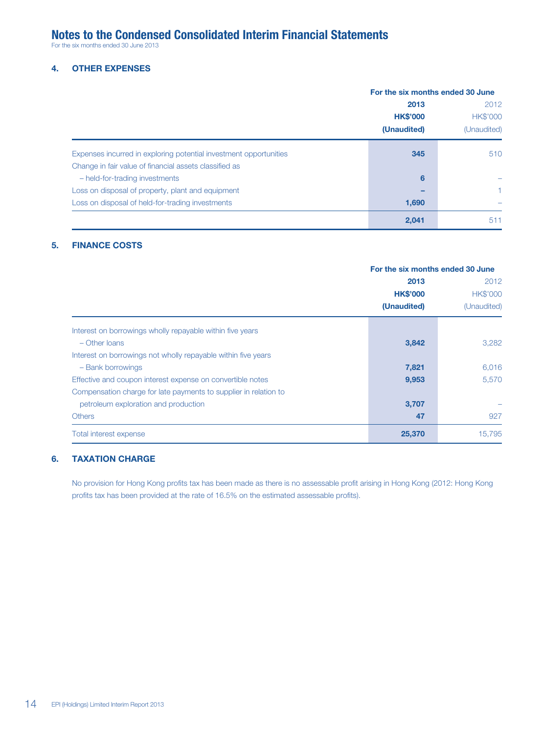# Notes to the Condensed Consolidated Interim Financial Statements

For the six months ended 30 June 2013

## 4. OTHER EXPENSES

| | For the six months ended 30 June | |
|---|---|---|
| | **2013** | 2012 |
| | **HK$'000** | HK$'000 |
| | **(Unaudited)** | (Unaudited) |
| Expenses incurred in exploring potential investment opportunities | **345** | 510 |
| Change in fair value of financial assets classified as | | |
| – held-for-trading investments | **6** | – |
| Loss on disposal of property, plant and equipment | **–** | 1 |
| Loss on disposal of held-for-trading investments | **1,690** | – |
| | **2,041** | 511 |

## 5. FINANCE COSTS

| | For the six months ended 30 June | |
|---|---|---|
| | **2013** | 2012 |
| | **HK$'000** | HK$'000 |
| | **(Unaudited)** | (Unaudited) |
| Interest on borrowings wholly repayable within five years | | |
| – Other loans | **3,842** | 3,282 |
| Interest on borrowings not wholly repayable within five years | | |
| – Bank borrowings | **7,821** | 6,016 |
| Effective and coupon interest expense on convertible notes | **9,953** | 5,570 |
| Compensation charge for late payments to supplier in relation to petroleum exploration and production | **3,707** | – |
| Others | **47** | 927 |
| Total interest expense | **25,370** | 15,795 |

## 6. TAXATION CHARGE

No provision for Hong Kong profits tax has been made as there is no assessable profit arising in Hong Kong (2012: Hong Kong profits tax has been provided at the rate of 16.5% on the estimated assessable profits).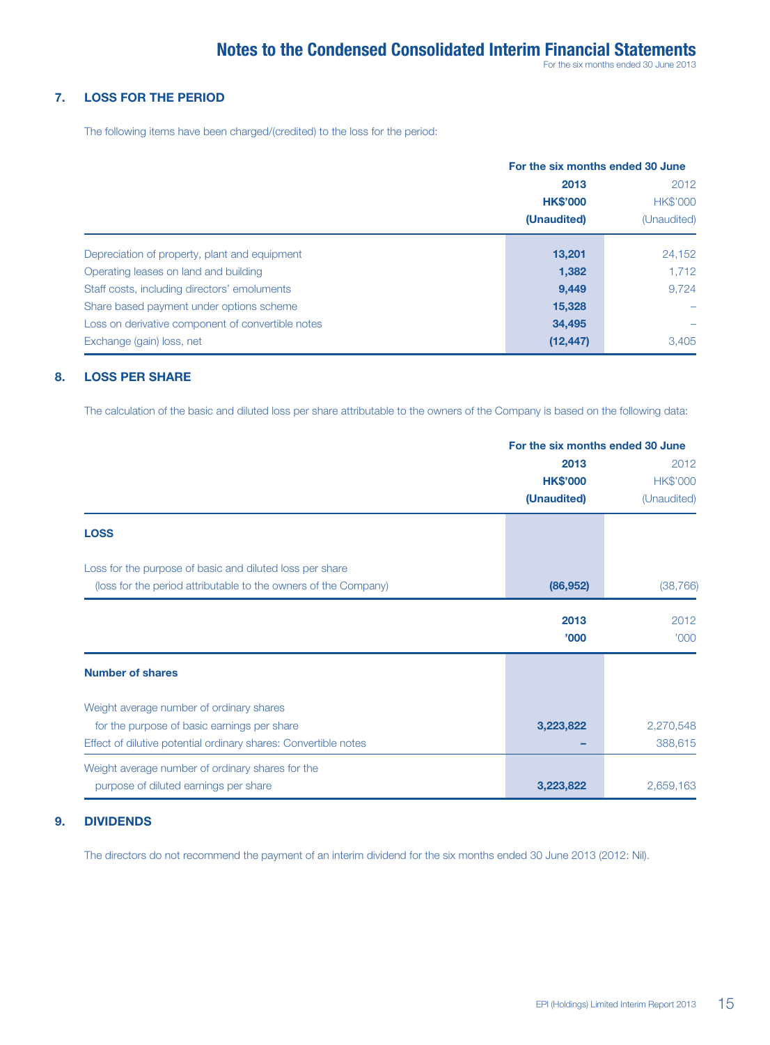## 7. LOSS FOR THE PERIOD

The following items have been charged/(credited) to the loss for the period:

| | For the six months ended 30 June | |
|---|---|---|
| | **2013** | 2012 |
| | **HK$'000** | HK$'000 |
| | **(Unaudited)** | (Unaudited) |
| Depreciation of property, plant and equipment | **13,201** | 24,152 |
| Operating leases on land and building | **1,382** | 1,712 |
| Staff costs, including directors' emoluments | **9,449** | 9,724 |
| Share based payment under options scheme | **15,328** | – |
| Loss on derivative component of convertible notes | **34,495** | – |
| Exchange (gain) loss, net | **(12,447)** | 3,405 |

## 8. LOSS PER SHARE

The calculation of the basic and diluted loss per share attributable to the owners of the Company is based on the following data:

| | For the six months ended 30 June | |
|---|---|---|
| | **2013** | 2012 |
| | **HK$'000** | HK$'000 |
| | **(Unaudited)** | (Unaudited) |
| **LOSS** | | |
| Loss for the purpose of basic and diluted loss per share (loss for the period attributable to the owners of the Company) | **(86,952)** | (38,766) |

| | **2013** | 2012 |
|---|---|---|
| | **'000** | '000 |
| **Number of shares** | | |
| Weight average number of ordinary shares for the purpose of basic earnings per share | **3,223,822** | 2,270,548 |
| Effect of dilutive potential ordinary shares: Convertible notes | **–** | 388,615 |
| Weight average number of ordinary shares for the purpose of diluted earnings per share | **3,223,822** | 2,659,163 |

## 9. DIVIDENDS

The directors do not recommend the payment of an interim dividend for the six months ended 30 June 2013 (2012: Nil).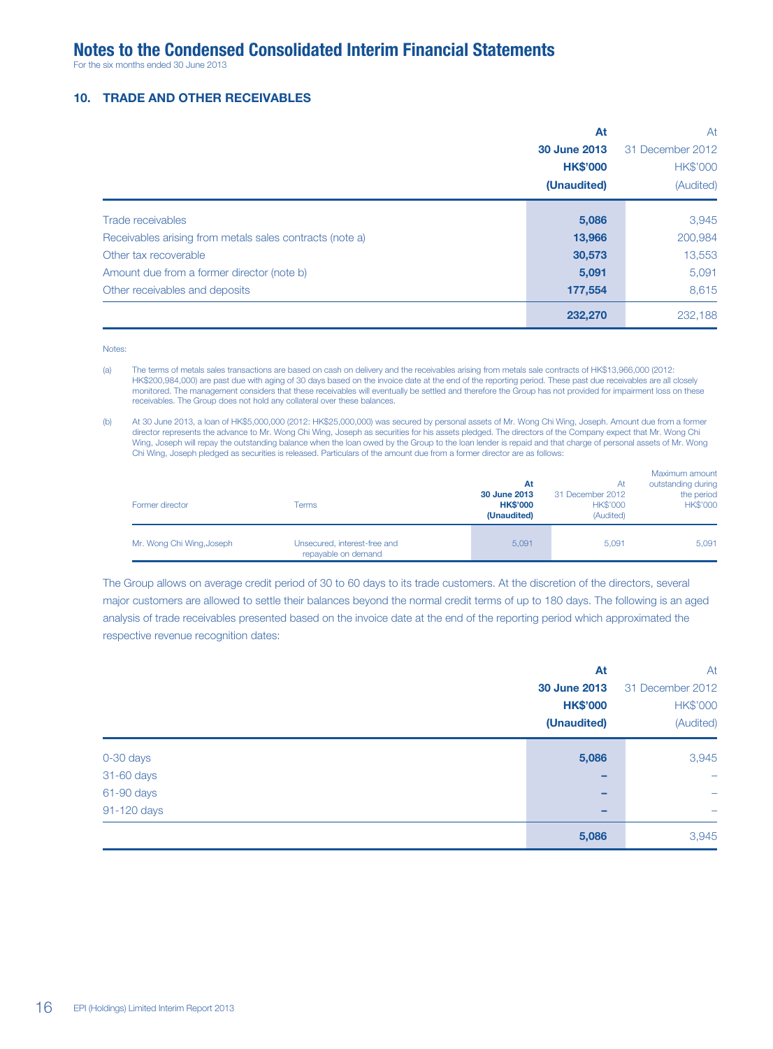## 10. TRADE AND OTHER RECEIVABLES

| | At 30 June 2013 HK$'000 (Unaudited) | At 31 December 2012 HK$'000 (Audited) |
|---|---|---|
| Trade receivables | 5,086 | 3,945 |
| Receivables arising from metals sales contracts (note a) | 13,966 | 200,984 |
| Other tax recoverable | 30,573 | 13,553 |
| Amount due from a former director (note b) | 5,091 | 5,091 |
| Other receivables and deposits | 177,554 | 8,615 |
| | 232,270 | 232,188 |

Notes:

(a) The terms of metals sales transactions are based on cash on delivery and the receivables arising from metals sale contracts of HK$13,966,000 (2012: HK$200,984,000) are past due with aging of 30 days based on the invoice date at the end of the reporting period. These past due receivables are all closely monitored. The management considers that these receivables will eventually be settled and therefore the Group has not provided for impairment loss on these receivables. The Group does not hold any collateral over these balances.

(b) At 30 June 2013, a loan of HK$5,000,000 (2012: HK$25,000,000) was secured by personal assets of Mr. Wong Chi Wing, Joseph. Amount due from a former director represents the advance to Mr. Wong Chi Wing, Joseph as securities for his assets pledged. The directors of the Company expect that Mr. Wong Chi Wing, Joseph will repay the outstanding balance when the loan owed by the Group to the loan lender is repaid and that charge of personal assets of Mr. Wong Chi Wing, Joseph pledged as securities is released. Particulars of the amount due from a former director are as follows:

| Former director | Terms | At 30 June 2013 HK$'000 (Unaudited) | At 31 December 2012 HK$'000 (Audited) | Maximum amount outstanding during the period HK$'000 |
|---|---|---|---|---|
| Mr. Wong Chi Wing,Joseph | Unsecured, interest-free and repayable on demand | 5,091 | 5,091 | 5,091 |

The Group allows on average credit period of 30 to 60 days to its trade customers. At the discretion of the directors, several major customers are allowed to settle their balances beyond the normal credit terms of up to 180 days. The following is an aged analysis of trade receivables presented based on the invoice date at the end of the reporting period which approximated the respective revenue recognition dates:

| | At 30 June 2013 HK$'000 (Unaudited) | At 31 December 2012 HK$'000 (Audited) |
|---|---|---|
| 0-30 days | 5,086 | 3,945 |
| 31-60 days | – | – |
| 61-90 days | – | – |
| 91-120 days | – | – |
| | 5,086 | 3,945 |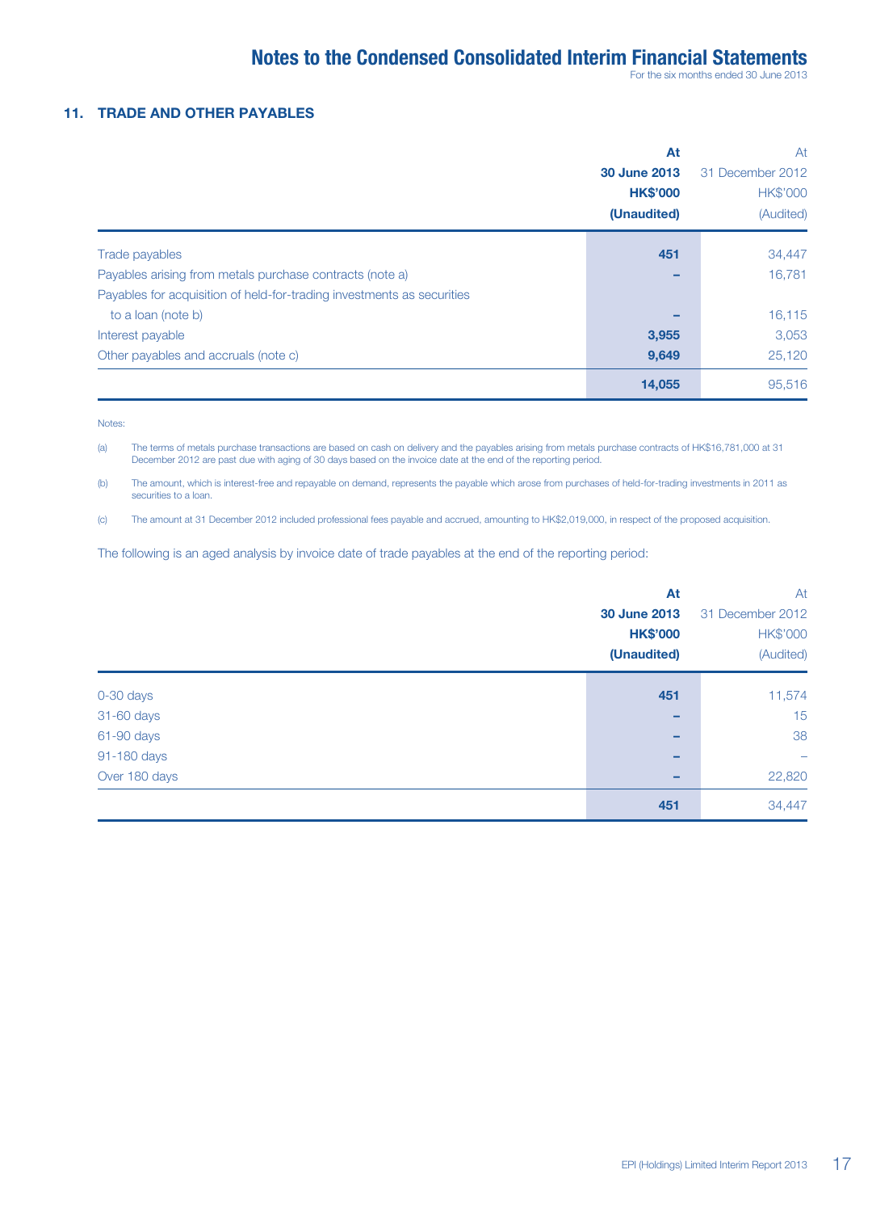## 11. TRADE AND OTHER PAYABLES

| | At 30 June 2013 HK$'000 (Unaudited) | At 31 December 2012 HK$'000 (Audited) |
|---|---|---|
| Trade payables | 451 | 34,447 |
| Payables arising from metals purchase contracts (note a) | – | 16,781 |
| Payables for acquisition of held-for-trading investments as securities to a loan (note b) | – | 16,115 |
| Interest payable | 3,955 | 3,053 |
| Other payables and accruals (note c) | 9,649 | 25,120 |
| | 14,055 | 95,516 |

Notes:

(a) The terms of metals purchase transactions are based on cash on delivery and the payables arising from metals purchase contracts of HK$16,781,000 at 31 December 2012 are past due with aging of 30 days based on the invoice date at the end of the reporting period.

(b) The amount, which is interest-free and repayable on demand, represents the payable which arose from purchases of held-for-trading investments in 2011 as securities to a loan.

(c) The amount at 31 December 2012 included professional fees payable and accrued, amounting to HK$2,019,000, in respect of the proposed acquisition.

The following is an aged analysis by invoice date of trade payables at the end of the reporting period:

| | At 30 June 2013 HK$'000 (Unaudited) | At 31 December 2012 HK$'000 (Audited) |
|---|---|---|
| 0-30 days | 451 | 11,574 |
| 31-60 days | – | 15 |
| 61-90 days | – | 38 |
| 91-180 days | – | – |
| Over 180 days | – | 22,820 |
| | 451 | 34,447 |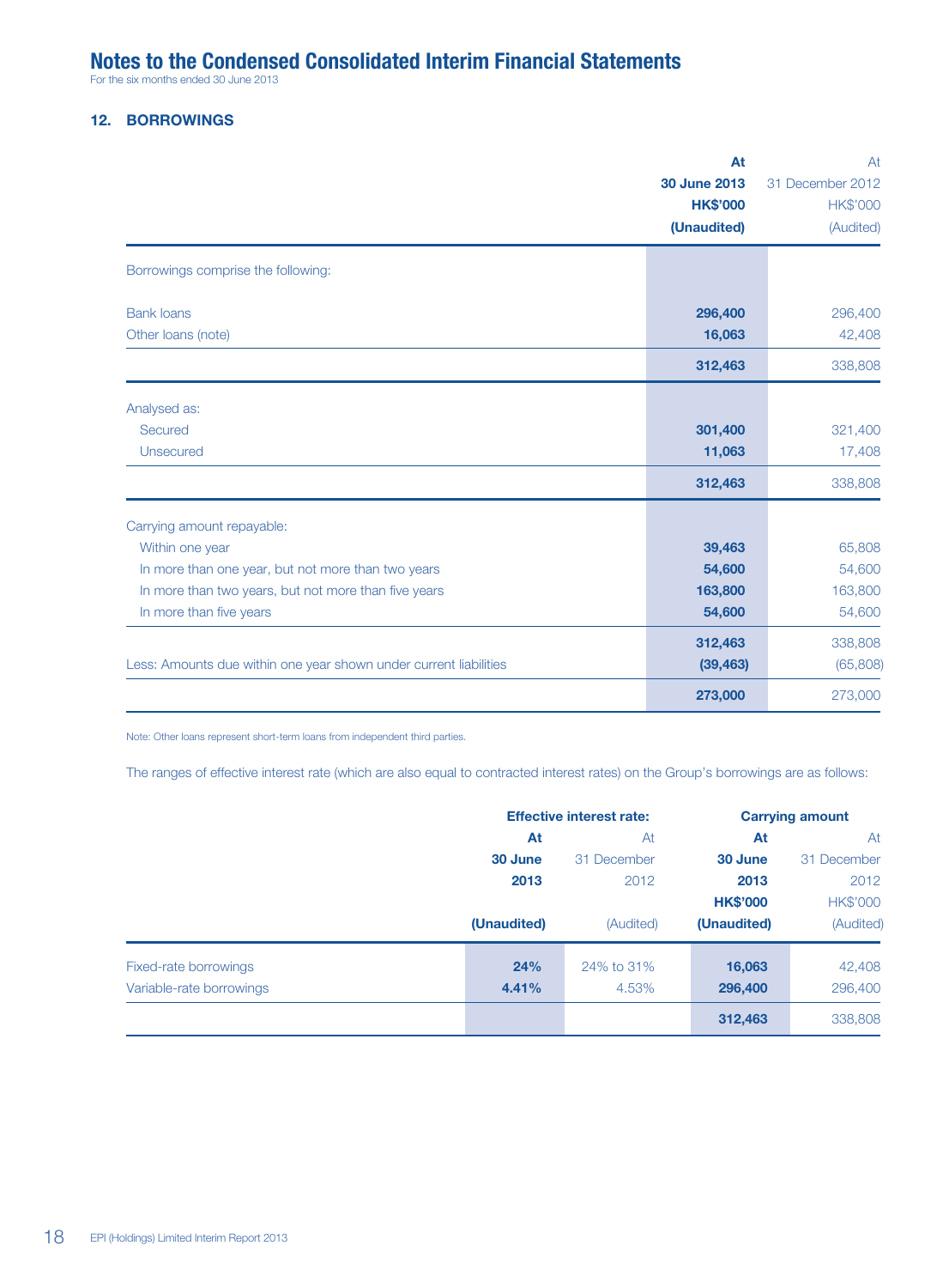# Notes to the Condensed Consolidated Interim Financial Statements

For the six months ended 30 June 2013

## 12. BORROWINGS

| | At 30 June 2013 HK$'000 (Unaudited) | At 31 December 2012 HK$'000 (Audited) |
|---|---|---|
| Borrowings comprise the following: | | |
| Bank loans | **296,400** | 296,400 |
| Other loans (note) | **16,063** | 42,408 |
| | **312,463** | 338,808 |
| Analysed as: | | |
| Secured | **301,400** | 321,400 |
| Unsecured | **11,063** | 17,408 |
| | **312,463** | 338,808 |
| Carrying amount repayable: | | |
| Within one year | **39,463** | 65,808 |
| In more than one year, but not more than two years | **54,600** | 54,600 |
| In more than two years, but not more than five years | **163,800** | 163,800 |
| In more than five years | **54,600** | 54,600 |
| | **312,463** | 338,808 |
| Less: Amounts due within one year shown under current liabilities | **(39,463)** | (65,808) |
| | **273,000** | 273,000 |

Note: Other loans represent short-term loans from independent third parties.

The ranges of effective interest rate (which are also equal to contracted interest rates) on the Group's borrowings are as follows:

| | Effective interest rate: | | Carrying amount | |
|---|---|---|---|---|
| | At 30 June 2013 (Unaudited) | At 31 December 2012 (Audited) | At 30 June 2013 HK$'000 (Unaudited) | At 31 December 2012 HK$'000 (Audited) |
| Fixed-rate borrowings | **24%** | 24% to 31% | **16,063** | 42,408 |
| Variable-rate borrowings | **4.41%** | 4.53% | **296,400** | 296,400 |
| | | | **312,463** | 338,808 |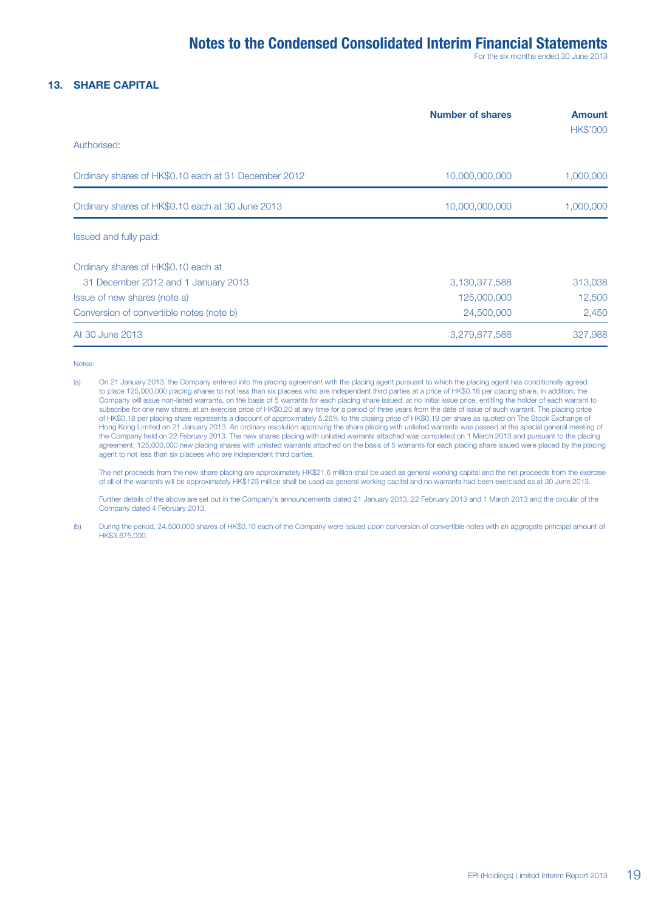## 13. SHARE CAPITAL

| | Number of shares | Amount HK$'000 |
|---|---|---|
| Authorised: | | |
| Ordinary shares of HK$0.10 each at 31 December 2012 | 10,000,000,000 | 1,000,000 |
| Ordinary shares of HK$0.10 each at 30 June 2013 | 10,000,000,000 | 1,000,000 |
| Issued and fully paid: | | |
| Ordinary shares of HK$0.10 each at 31 December 2012 and 1 January 2013 | 3,130,377,588 | 313,038 |
| Issue of new shares (note a) | 125,000,000 | 12,500 |
| Conversion of convertible notes (note b) | 24,500,000 | 2,450 |
| At 30 June 2013 | 3,279,877,588 | 327,988 |

Notes:

(a) On 21 January 2013, the Company entered into the placing agreement with the placing agent pursuant to which the placing agent has conditionally agreed to place 125,000,000 placing shares to not less than six placees who are independent third parties at a price of HK$0.18 per placing share. In addition, the Company will issue non-listed warrants, on the basis of 5 warrants for each placing share issued, at no initial issue price, entitling the holder of each warrant to subscribe for one new share, at an exercise price of HK$0.20 at any time for a period of three years from the date of issue of such warrant. The placing price of HK$0.18 per placing share represents a discount of approximately 5.26% to the closing price of HK$0.19 per share as quoted on The Stock Exchange of Hong Kong Limited on 21 January 2013. An ordinary resolution approving the share placing with unlisted warrants was passed at the special general meeting of the Company held on 22 February 2013. The new shares placing with unlisted warrants attached was completed on 1 March 2013 and pursuant to the placing agreement, 125,000,000 new placing shares with unlisted warrants attached on the basis of 5 warrants for each placing share issued were placed by the placing agent to not less than six placees who are independent third parties.

The net proceeds from the new share placing are approximately HK$21.6 million shall be used as general working capital and the net proceeds from the exercise of all of the warrants will be approximately HK$123 million shall be used as general working capital and no warrants had been exercised as at 30 June 2013.

Further details of the above are set out in the Company's announcements dated 21 January 2013, 22 February 2013 and 1 March 2013 and the circular of the Company dated 4 February 2013.

(b) During the period, 24,500,000 shares of HK$0.10 each of the Company were issued upon conversion of convertible notes with an aggregate principal amount of HK$3,675,000.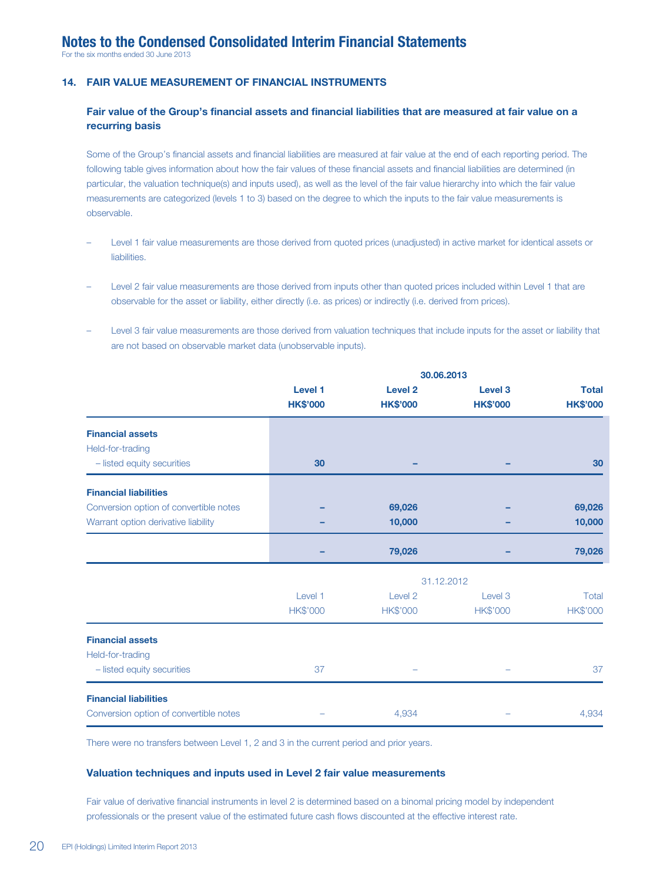## 14. FAIR VALUE MEASUREMENT OF FINANCIAL INSTRUMENTS

### Fair value of the Group's financial assets and financial liabilities that are measured at fair value on a recurring basis

Some of the Group's financial assets and financial liabilities are measured at fair value at the end of each reporting period. The following table gives information about how the fair values of these financial assets and financial liabilities are determined (in particular, the valuation technique(s) and inputs used), as well as the level of the fair value hierarchy into which the fair value measurements are categorized (levels 1 to 3) based on the degree to which the inputs to the fair value measurements is observable.

- Level 1 fair value measurements are those derived from quoted prices (unadjusted) in active market for identical assets or liabilities.
- Level 2 fair value measurements are those derived from inputs other than quoted prices included within Level 1 that are observable for the asset or liability, either directly (i.e. as prices) or indirectly (i.e. derived from prices).
- Level 3 fair value measurements are those derived from valuation techniques that include inputs for the asset or liability that are not based on observable market data (unobservable inputs).

| | 30.06.2013 | | | |
|---|---|---|---|---|
| | **Level 1** | **Level 2** | **Level 3** | **Total** |
| | **HK$'000** | **HK$'000** | **HK$'000** | **HK$'000** |
| **Financial assets** | | | | |
| Held-for-trading | | | | |
| – listed equity securities | **30** | **–** | **–** | **30** |
| **Financial liabilities** | | | | |
| Conversion option of convertible notes | **–** | **69,026** | **–** | **69,026** |
| Warrant option derivative liability | **–** | **10,000** | **–** | **10,000** |
| | **–** | **79,026** | **–** | **79,026** |

| | 31.12.2012 | | | |
|---|---|---|---|---|
| | Level 1 | Level 2 | Level 3 | Total |
| | HK$'000 | HK$'000 | HK$'000 | HK$'000 |
| **Financial assets** | | | | |
| Held-for-trading | | | | |
| – listed equity securities | 37 | – | – | 37 |
| **Financial liabilities** | | | | |
| Conversion option of convertible notes | – | 4,934 | – | 4,934 |

There were no transfers between Level 1, 2 and 3 in the current period and prior years.

### Valuation techniques and inputs used in Level 2 fair value measurements

Fair value of derivative financial instruments in level 2 is determined based on a binomal pricing model by independent professionals or the present value of the estimated future cash flows discounted at the effective interest rate.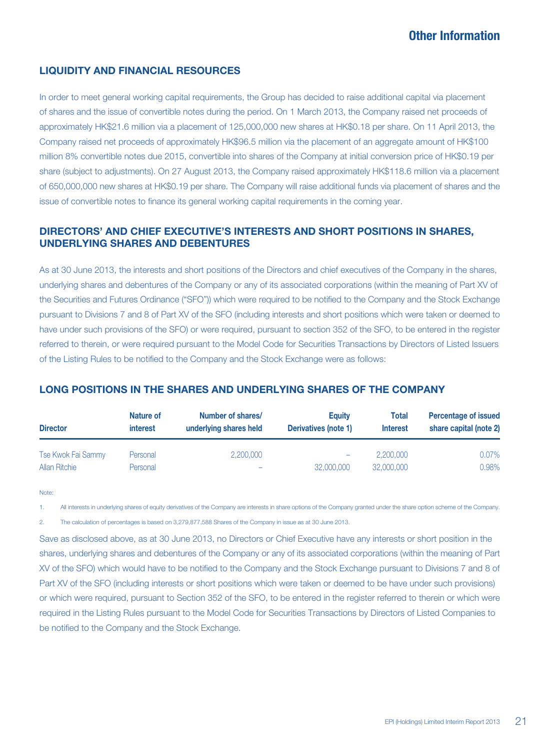# Other Information

## LIQUIDITY AND FINANCIAL RESOURCES

In order to meet general working capital requirements, the Group has decided to raise additional capital via placement of shares and the issue of convertible notes during the period. On 1 March 2013, the Company raised net proceeds of approximately HK$21.6 million via a placement of 125,000,000 new shares at HK$0.18 per share. On 11 April 2013, the Company raised net proceeds of approximately HK$96.5 million via the placement of an aggregate amount of HK$100 million 8% convertible notes due 2015, convertible into shares of the Company at initial conversion price of HK$0.19 per share (subject to adjustments). On 27 August 2013, the Company raised approximately HK$118.6 million via a placement of 650,000,000 new shares at HK$0.19 per share. The Company will raise additional funds via placement of shares and the issue of convertible notes to finance its general working capital requirements in the coming year.

## DIRECTORS' AND CHIEF EXECUTIVE'S INTERESTS AND SHORT POSITIONS IN SHARES, UNDERLYING SHARES AND DEBENTURES

As at 30 June 2013, the interests and short positions of the Directors and chief executives of the Company in the shares, underlying shares and debentures of the Company or any of its associated corporations (within the meaning of Part XV of the Securities and Futures Ordinance ("SFO")) which were required to be notified to the Company and the Stock Exchange pursuant to Divisions 7 and 8 of Part XV of the SFO (including interests and short positions which were taken or deemed to have under such provisions of the SFO) or were required, pursuant to section 352 of the SFO, to be entered in the register referred to therein, or were required pursuant to the Model Code for Securities Transactions by Directors of Listed Issuers of the Listing Rules to be notified to the Company and the Stock Exchange were as follows:

## LONG POSITIONS IN THE SHARES AND UNDERLYING SHARES OF THE COMPANY

| Director | Nature of interest | Number of shares/ underlying shares held | Equity Derivatives (note 1) | Total Interest | Percentage of issued share capital (note 2) |
|---|---|---|---|---|---|
| Tse Kwok Fai Sammy | Personal | 2,200,000 | – | 2,200,000 | 0.07% |
| Allan Ritchie | Personal | – | 32,000,000 | 32,000,000 | 0.98% |

Note:

1. All interests in underlying shares of equity derivatives of the Company are interests in share options of the Company granted under the share option scheme of the Company.
2. The calculation of percentages is based on 3,279,877,588 Shares of the Company in issue as at 30 June 2013.

Save as disclosed above, as at 30 June 2013, no Directors or Chief Executive have any interests or short position in the shares, underlying shares and debentures of the Company or any of its associated corporations (within the meaning of Part XV of the SFO) which would have to be notified to the Company and the Stock Exchange pursuant to Divisions 7 and 8 of Part XV of the SFO (including interests or short positions which were taken or deemed to be have under such provisions) or which were required, pursuant to Section 352 of the SFO, to be entered in the register referred to therein or which were required in the Listing Rules pursuant to the Model Code for Securities Transactions by Directors of Listed Companies to be notified to the Company and the Stock Exchange.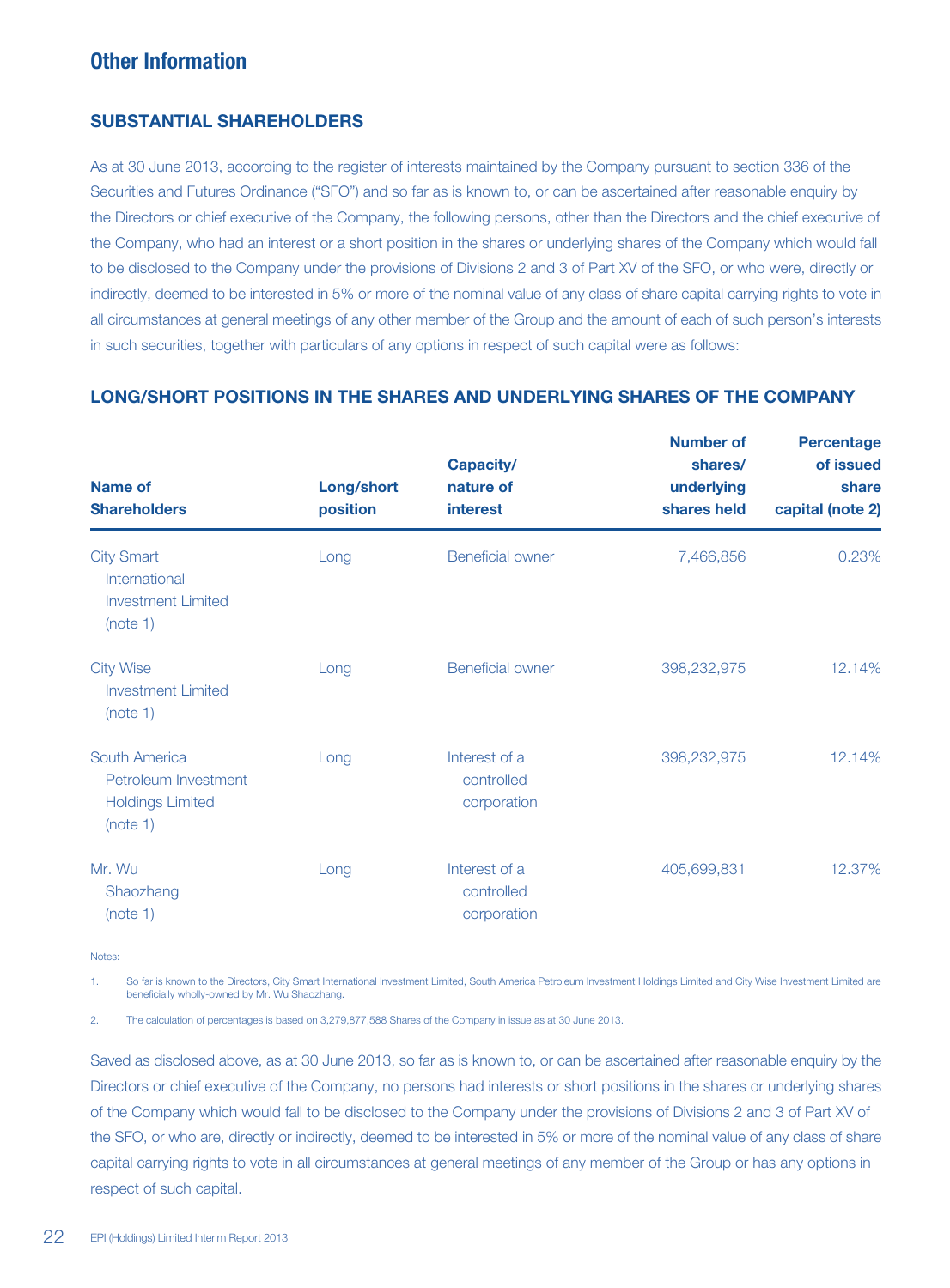# Other Information

## SUBSTANTIAL SHAREHOLDERS

As at 30 June 2013, according to the register of interests maintained by the Company pursuant to section 336 of the Securities and Futures Ordinance ("SFO") and so far as is known to, or can be ascertained after reasonable enquiry by the Directors or chief executive of the Company, the following persons, other than the Directors and the chief executive of the Company, who had an interest or a short position in the shares or underlying shares of the Company which would fall to be disclosed to the Company under the provisions of Divisions 2 and 3 of Part XV of the SFO, or who were, directly or indirectly, deemed to be interested in 5% or more of the nominal value of any class of share capital carrying rights to vote in all circumstances at general meetings of any other member of the Group and the amount of each of such person's interests in such securities, together with particulars of any options in respect of such capital were as follows:

## LONG/SHORT POSITIONS IN THE SHARES AND UNDERLYING SHARES OF THE COMPANY

| Name of Shareholders | Long/short position | Capacity/ nature of interest | Number of shares/ underlying shares held | Percentage of issued share capital (note 2) |
|---|---|---|---|---|
| City Smart International Investment Limited (note 1) | Long | Beneficial owner | 7,466,856 | 0.23% |
| City Wise Investment Limited (note 1) | Long | Beneficial owner | 398,232,975 | 12.14% |
| South America Petroleum Investment Holdings Limited (note 1) | Long | Interest of a controlled corporation | 398,232,975 | 12.14% |
| Mr. Wu Shaozhang (note 1) | Long | Interest of a controlled corporation | 405,699,831 | 12.37% |

Notes:

1. So far is known to the Directors, City Smart International Investment Limited, South America Petroleum Investment Holdings Limited and City Wise Investment Limited are beneficially wholly-owned by Mr. Wu Shaozhang.

2. The calculation of percentages is based on 3,279,877,588 Shares of the Company in issue as at 30 June 2013.

Saved as disclosed above, as at 30 June 2013, so far as is known to, or can be ascertained after reasonable enquiry by the Directors or chief executive of the Company, no persons had interests or short positions in the shares or underlying shares of the Company which would fall to be disclosed to the Company under the provisions of Divisions 2 and 3 of Part XV of the SFO, or who are, directly or indirectly, deemed to be interested in 5% or more of the nominal value of any class of share capital carrying rights to vote in all circumstances at general meetings of any member of the Group or has any options in respect of such capital.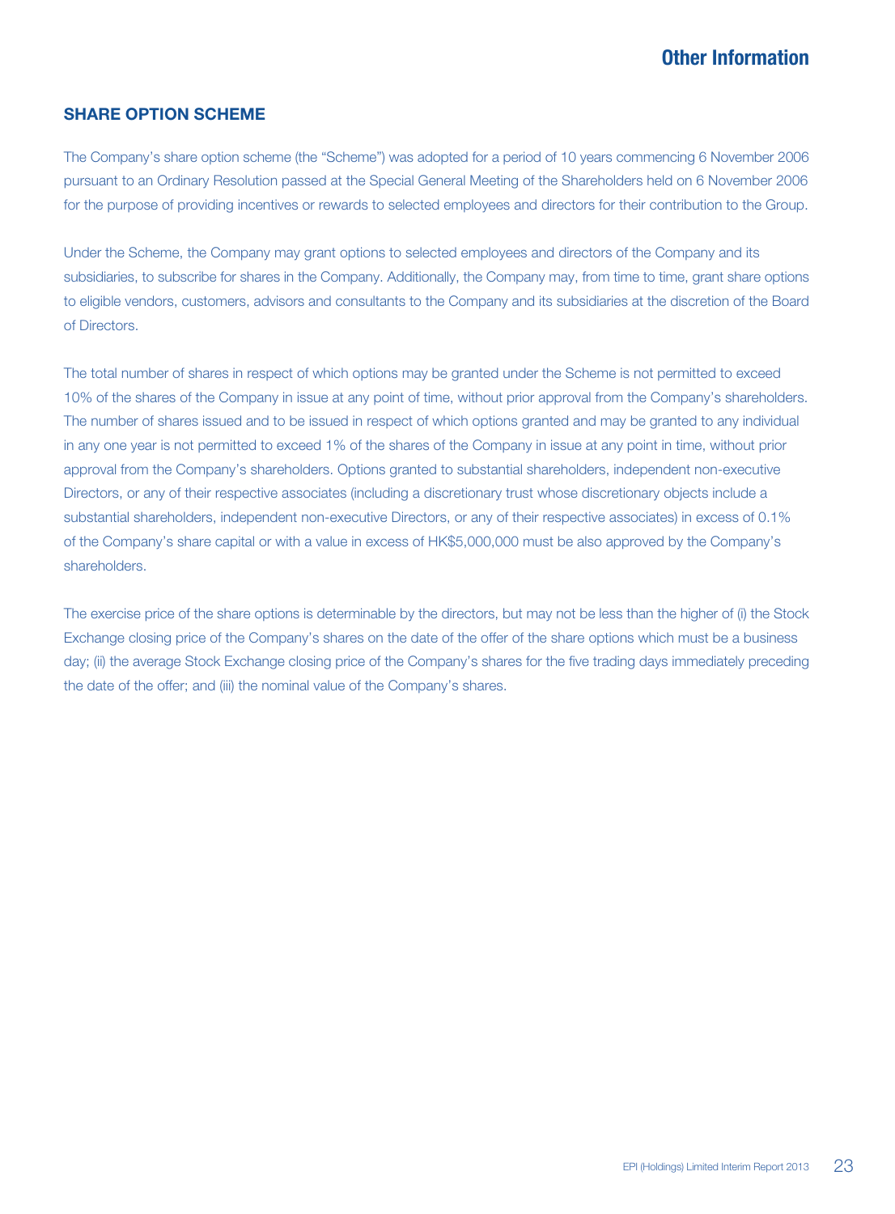## SHARE OPTION SCHEME

The Company's share option scheme (the "Scheme") was adopted for a period of 10 years commencing 6 November 2006 pursuant to an Ordinary Resolution passed at the Special General Meeting of the Shareholders held on 6 November 2006 for the purpose of providing incentives or rewards to selected employees and directors for their contribution to the Group.

Under the Scheme, the Company may grant options to selected employees and directors of the Company and its subsidiaries, to subscribe for shares in the Company. Additionally, the Company may, from time to time, grant share options to eligible vendors, customers, advisors and consultants to the Company and its subsidiaries at the discretion of the Board of Directors.

The total number of shares in respect of which options may be granted under the Scheme is not permitted to exceed 10% of the shares of the Company in issue at any point of time, without prior approval from the Company's shareholders. The number of shares issued and to be issued in respect of which options granted and may be granted to any individual in any one year is not permitted to exceed 1% of the shares of the Company in issue at any point in time, without prior approval from the Company's shareholders. Options granted to substantial shareholders, independent non-executive Directors, or any of their respective associates (including a discretionary trust whose discretionary objects include a substantial shareholders, independent non-executive Directors, or any of their respective associates) in excess of 0.1% of the Company's share capital or with a value in excess of HK$5,000,000 must be also approved by the Company's shareholders.

The exercise price of the share options is determinable by the directors, but may not be less than the higher of (i) the Stock Exchange closing price of the Company's shares on the date of the offer of the share options which must be a business day; (ii) the average Stock Exchange closing price of the Company's shares for the five trading days immediately preceding the date of the offer; and (iii) the nominal value of the Company's shares.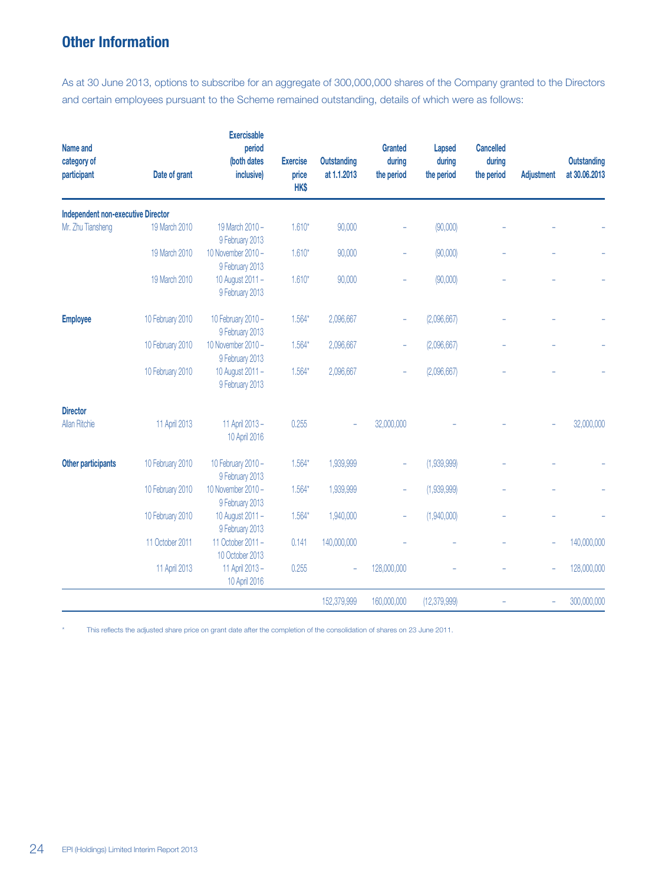## Other Information

As at 30 June 2013, options to subscribe for an aggregate of 300,000,000 shares of the Company granted to the Directors and certain employees pursuant to the Scheme remained outstanding, details of which were as follows:

| Name and category of participant | Date of grant | Exercisable period (both dates inclusive) | Exercise price HK$ | Outstanding at 1.1.2013 | Granted during the period | Lapsed during the period | Cancelled during the period | Adjustment | Outstanding at 30.06.2013 |
|---|---|---|---|---|---|---|---|---|---|
| **Independent non-executive Director** | | | | | | | | | |
| Mr. Zhu Tiansheng | 19 March 2010 | 19 March 2010 – 9 February 2013 | 1.610* | 90,000 | – | (90,000) | – | – | – |
| | 19 March 2010 | 10 November 2010 – 9 February 2013 | 1.610* | 90,000 | – | (90,000) | – | – | – |
| | 19 March 2010 | 10 August 2011 – 9 February 2013 | 1.610* | 90,000 | – | (90,000) | – | – | – |
| **Employee** | 10 February 2010 | 10 February 2010 – 9 February 2013 | 1.564* | 2,096,667 | – | (2,096,667) | – | – | – |
| | 10 February 2010 | 10 November 2010 – 9 February 2013 | 1.564* | 2,096,667 | – | (2,096,667) | – | – | – |
| | 10 February 2010 | 10 August 2011 – 9 February 2013 | 1.564* | 2,096,667 | – | (2,096,667) | – | – | – |
| **Director** | | | | | | | | | |
| Allan Ritchie | 11 April 2013 | 11 April 2013 – 10 April 2016 | 0.255 | – | 32,000,000 | – | – | – | 32,000,000 |
| **Other participants** | 10 February 2010 | 10 February 2010 – 9 February 2013 | 1.564* | 1,939,999 | – | (1,939,999) | – | – | – |
| | 10 February 2010 | 10 November 2010 – 9 February 2013 | 1.564* | 1,939,999 | – | (1,939,999) | – | – | – |
| | 10 February 2010 | 10 August 2011 – 9 February 2013 | 1.564* | 1,940,000 | – | (1,940,000) | – | – | – |
| | 11 October 2011 | 11 October 2011 – 10 October 2013 | 0.141 | 140,000,000 | – | – | – | – | 140,000,000 |
| | 11 April 2013 | 11 April 2013 – 10 April 2016 | 0.255 | – | 128,000,000 | – | – | – | 128,000,000 |
| | | | | 152,379,999 | 160,000,000 | (12,379,999) | – | – | 300,000,000 |

\* This reflects the adjusted share price on grant date after the completion of the consolidation of shares on 23 June 2011.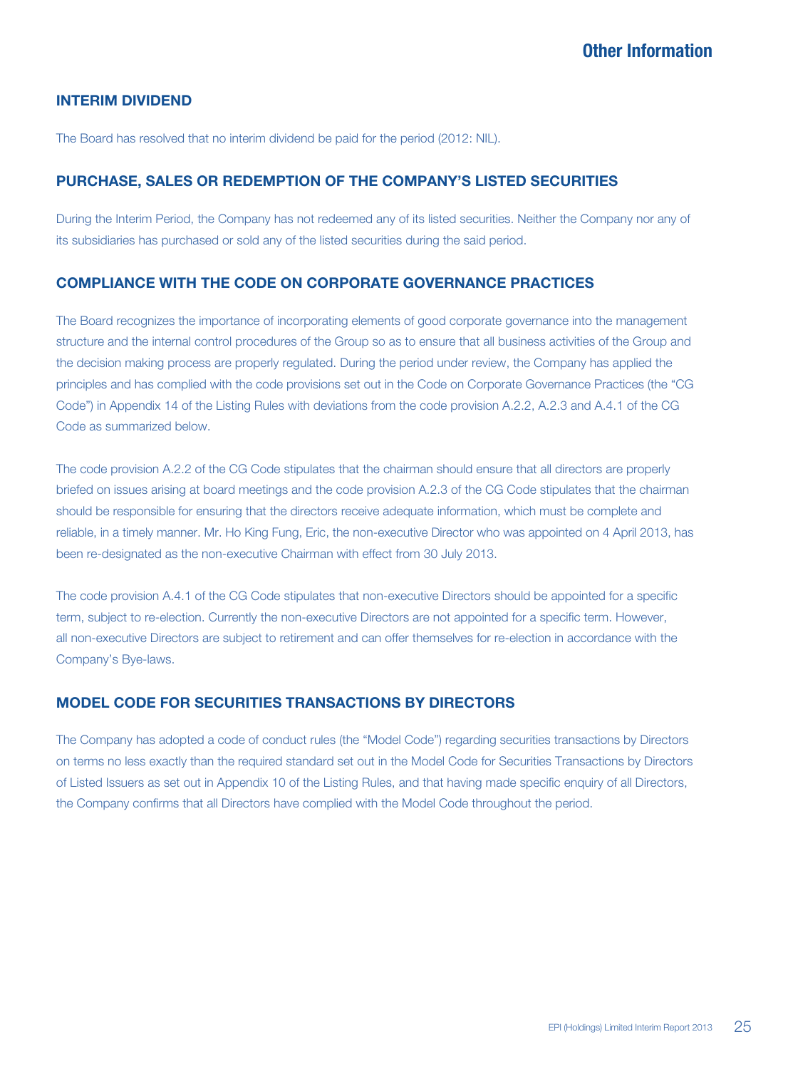# Other Information

## INTERIM DIVIDEND

The Board has resolved that no interim dividend be paid for the period (2012: NIL).

## PURCHASE, SALES OR REDEMPTION OF THE COMPANY'S LISTED SECURITIES

During the Interim Period, the Company has not redeemed any of its listed securities. Neither the Company nor any of its subsidiaries has purchased or sold any of the listed securities during the said period.

## COMPLIANCE WITH THE CODE ON CORPORATE GOVERNANCE PRACTICES

The Board recognizes the importance of incorporating elements of good corporate governance into the management structure and the internal control procedures of the Group so as to ensure that all business activities of the Group and the decision making process are properly regulated. During the period under review, the Company has applied the principles and has complied with the code provisions set out in the Code on Corporate Governance Practices (the "CG Code") in Appendix 14 of the Listing Rules with deviations from the code provision A.2.2, A.2.3 and A.4.1 of the CG Code as summarized below.

The code provision A.2.2 of the CG Code stipulates that the chairman should ensure that all directors are properly briefed on issues arising at board meetings and the code provision A.2.3 of the CG Code stipulates that the chairman should be responsible for ensuring that the directors receive adequate information, which must be complete and reliable, in a timely manner. Mr. Ho King Fung, Eric, the non-executive Director who was appointed on 4 April 2013, has been re-designated as the non-executive Chairman with effect from 30 July 2013.

The code provision A.4.1 of the CG Code stipulates that non-executive Directors should be appointed for a specific term, subject to re-election. Currently the non-executive Directors are not appointed for a specific term. However, all non-executive Directors are subject to retirement and can offer themselves for re-election in accordance with the Company's Bye-laws.

## MODEL CODE FOR SECURITIES TRANSACTIONS BY DIRECTORS

The Company has adopted a code of conduct rules (the "Model Code") regarding securities transactions by Directors on terms no less exactly than the required standard set out in the Model Code for Securities Transactions by Directors of Listed Issuers as set out in Appendix 10 of the Listing Rules, and that having made specific enquiry of all Directors, the Company confirms that all Directors have complied with the Model Code throughout the period.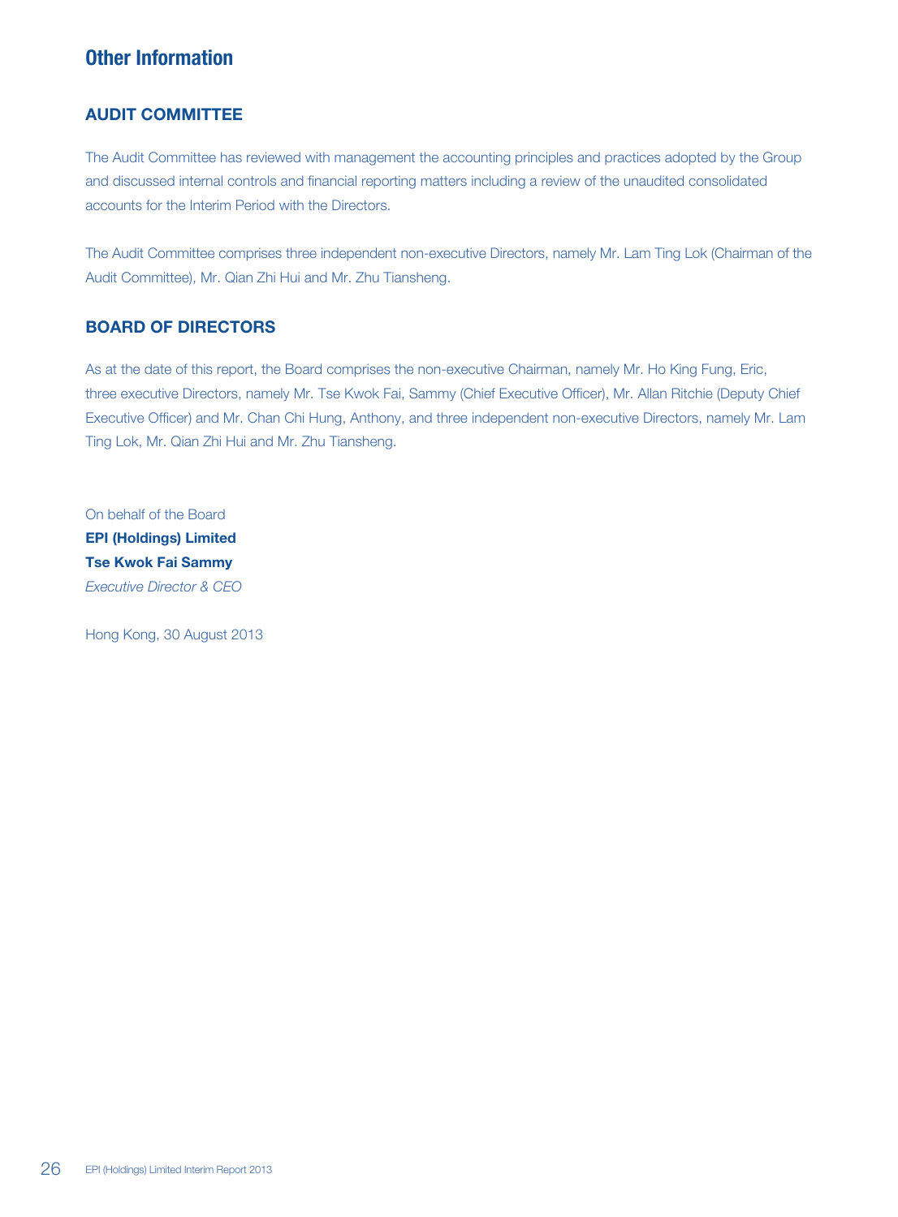## Other Information

### AUDIT COMMITTEE

The Audit Committee has reviewed with management the accounting principles and practices adopted by the Group and discussed internal controls and financial reporting matters including a review of the unaudited consolidated accounts for the Interim Period with the Directors.

The Audit Committee comprises three independent non-executive Directors, namely Mr. Lam Ting Lok (Chairman of the Audit Committee), Mr. Qian Zhi Hui and Mr. Zhu Tiansheng.

### BOARD OF DIRECTORS

As at the date of this report, the Board comprises the non-executive Chairman, namely Mr. Ho King Fung, Eric, three executive Directors, namely Mr. Tse Kwok Fai, Sammy (Chief Executive Officer), Mr. Allan Ritchie (Deputy Chief Executive Officer) and Mr. Chan Chi Hung, Anthony, and three independent non-executive Directors, namely Mr. Lam Ting Lok, Mr. Qian Zhi Hui and Mr. Zhu Tiansheng.

On behalf of the Board
**EPI (Holdings) Limited**
**Tse Kwok Fai Sammy**
*Executive Director & CEO*

Hong Kong, 30 August 2013